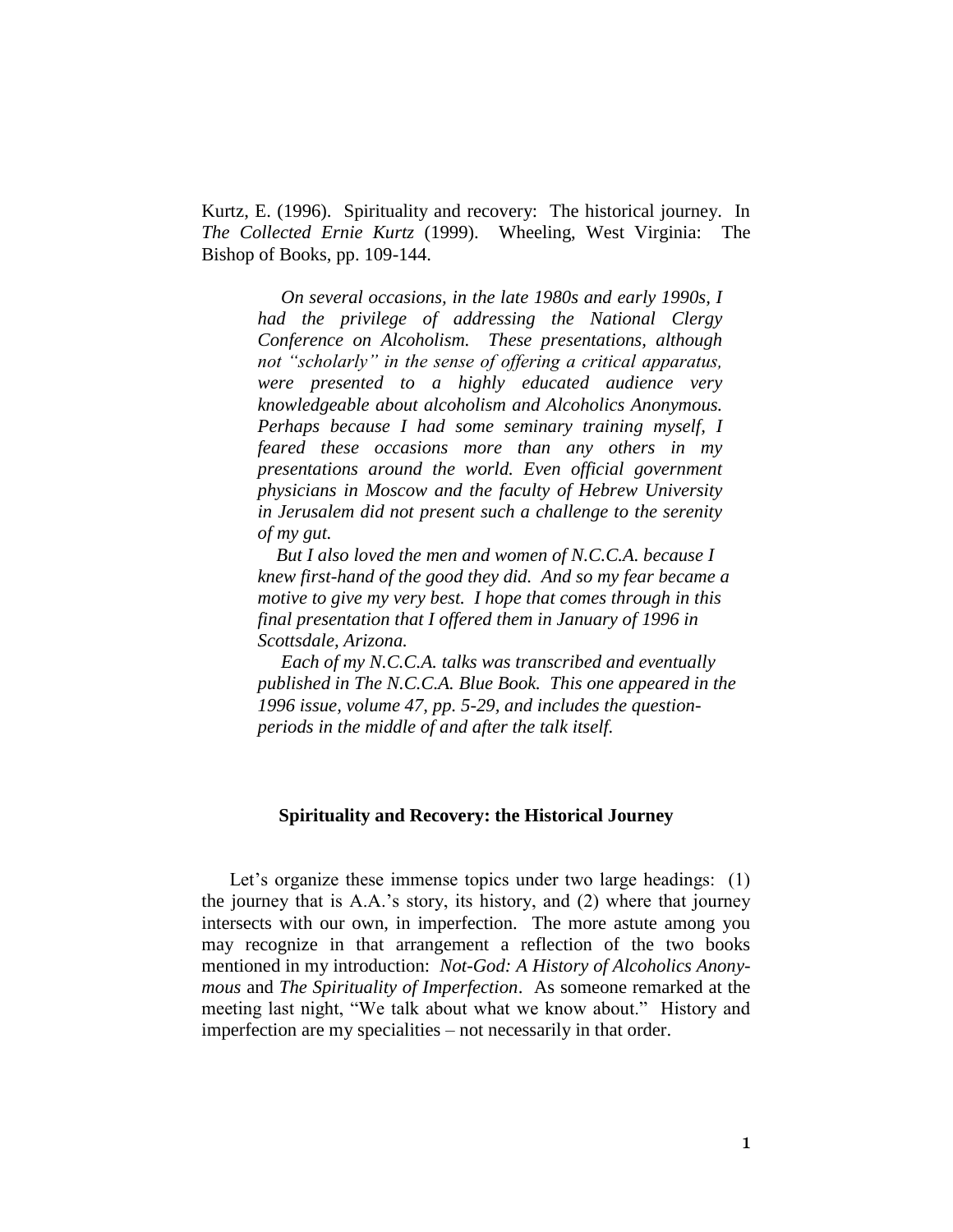Kurtz, E. (1996). Spirituality and recovery: The historical journey. In *The Collected Ernie Kurtz* (1999). Wheeling, West Virginia: The Bishop of Books, pp. 109-144.

> *On several occasions, in the late 1980s and early 1990s, I had the privilege of addressing the National Clergy Conference on Alcoholism. These presentations, although not "scholarly" in the sense of offering a critical apparatus, were presented to a highly educated audience very knowledgeable about alcoholism and Alcoholics Anonymous. Perhaps because I had some seminary training myself, I feared these occasions more than any others in my presentations around the world. Even official government physicians in Moscow and the faculty of Hebrew University in Jerusalem did not present such a challenge to the serenity of my gut.*
>
> *But I also loved the men and women of N.C.C.A. because I knew first-hand of the good they did. And so my fear became a motive to give my very best. I hope that comes through in this final presentation that I offered them in January of 1996 in Scottsdale, Arizona.*
>
> *Each of my N.C.C.A. talks was transcribed and eventually published in The N.C.C.A. Blue Book. This one appeared in the 1996 issue, volume 47, pp. 5-29, and includes the question-periods in the middle of and after the talk itself.*

## Spirituality and Recovery: the Historical Journey

Let's organize these immense topics under two large headings: (1) the journey that is A.A.'s story, its history, and (2) where that journey intersects with our own, in imperfection. The more astute among you may recognize in that arrangement a reflection of the two books mentioned in my introduction: *Not-God: A History of Alcoholics Anonymous* and *The Spirituality of Imperfection*. As someone remarked at the meeting last night, "We talk about what we know about." History and imperfection are my specialities – not necessarily in that order.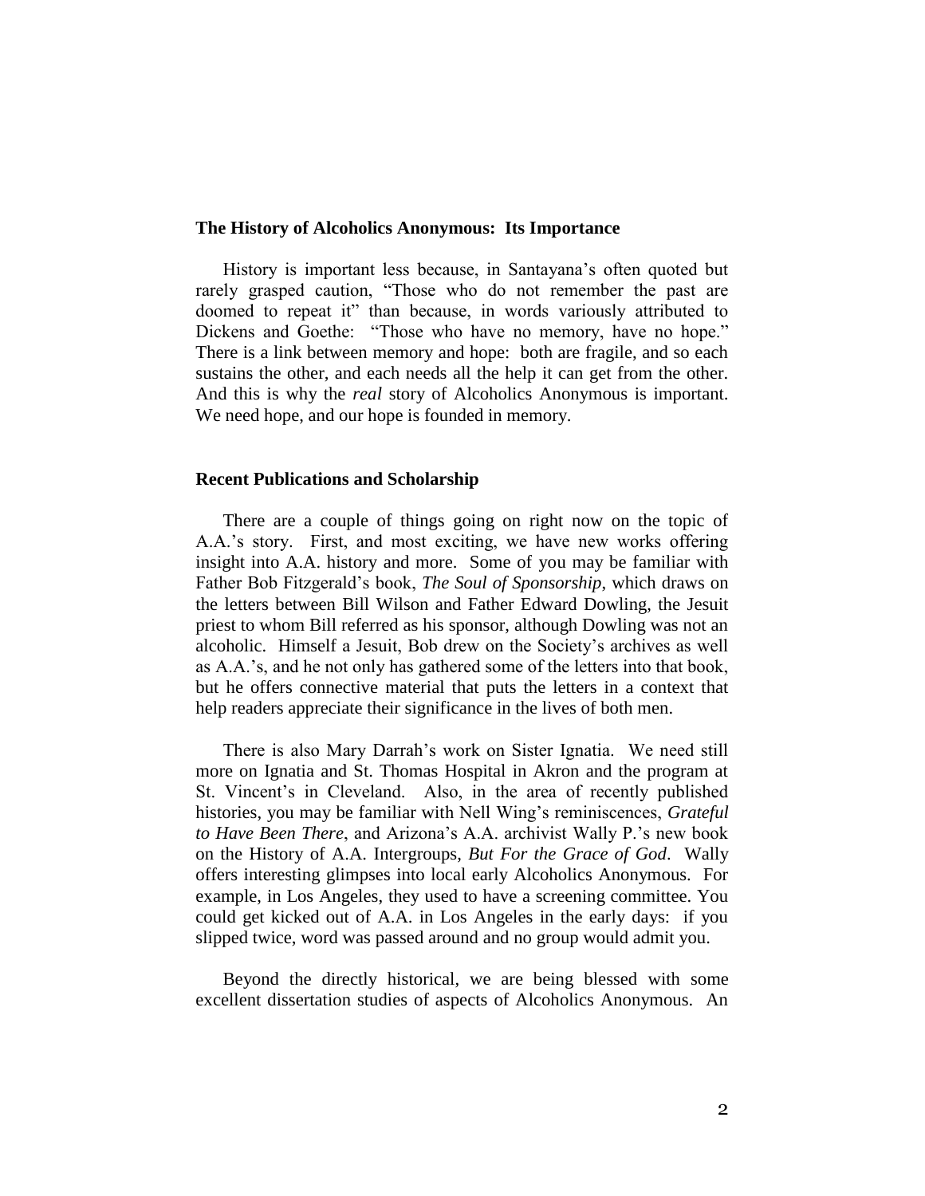## The History of Alcoholics Anonymous: Its Importance

History is important less because, in Santayana's often quoted but rarely grasped caution, "Those who do not remember the past are doomed to repeat it" than because, in words variously attributed to Dickens and Goethe: "Those who have no memory, have no hope." There is a link between memory and hope: both are fragile, and so each sustains the other, and each needs all the help it can get from the other. And this is why the *real* story of Alcoholics Anonymous is important. We need hope, and our hope is founded in memory.

## Recent Publications and Scholarship

There are a couple of things going on right now on the topic of A.A.'s story. First, and most exciting, we have new works offering insight into A.A. history and more. Some of you may be familiar with Father Bob Fitzgerald's book, *The Soul of Sponsorship,* which draws on the letters between Bill Wilson and Father Edward Dowling, the Jesuit priest to whom Bill referred as his sponsor, although Dowling was not an alcoholic. Himself a Jesuit, Bob drew on the Society's archives as well as A.A.'s, and he not only has gathered some of the letters into that book, but he offers connective material that puts the letters in a context that help readers appreciate their significance in the lives of both men.

There is also Mary Darrah's work on Sister Ignatia. We need still more on Ignatia and St. Thomas Hospital in Akron and the program at St. Vincent's in Cleveland. Also, in the area of recently published histories, you may be familiar with Nell Wing's reminiscences, *Grateful to Have Been There*, and Arizona's A.A. archivist Wally P.'s new book on the History of A.A. Intergroups, *But For the Grace of God*. Wally offers interesting glimpses into local early Alcoholics Anonymous. For example, in Los Angeles, they used to have a screening committee. You could get kicked out of A.A. in Los Angeles in the early days: if you slipped twice, word was passed around and no group would admit you.

Beyond the directly historical, we are being blessed with some excellent dissertation studies of aspects of Alcoholics Anonymous. An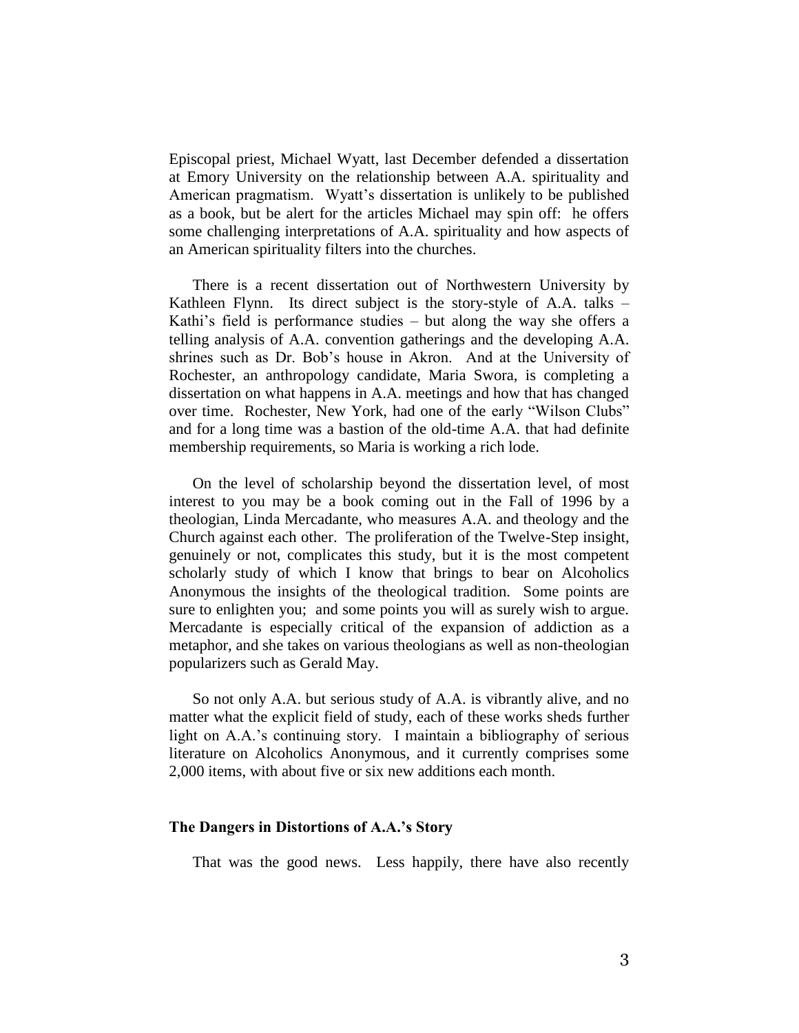Episcopal priest, Michael Wyatt, last December defended a dissertation at Emory University on the relationship between A.A. spirituality and American pragmatism. Wyatt's dissertation is unlikely to be published as a book, but be alert for the articles Michael may spin off: he offers some challenging interpretations of A.A. spirituality and how aspects of an American spirituality filters into the churches.

There is a recent dissertation out of Northwestern University by Kathleen Flynn. Its direct subject is the story-style of A.A. talks – Kathi's field is performance studies – but along the way she offers a telling analysis of A.A. convention gatherings and the developing A.A. shrines such as Dr. Bob's house in Akron. And at the University of Rochester, an anthropology candidate, Maria Swora, is completing a dissertation on what happens in A.A. meetings and how that has changed over time. Rochester, New York, had one of the early "Wilson Clubs" and for a long time was a bastion of the old-time A.A. that had definite membership requirements, so Maria is working a rich lode.

On the level of scholarship beyond the dissertation level, of most interest to you may be a book coming out in the Fall of 1996 by a theologian, Linda Mercadante, who measures A.A. and theology and the Church against each other. The proliferation of the Twelve-Step insight, genuinely or not, complicates this study, but it is the most competent scholarly study of which I know that brings to bear on Alcoholics Anonymous the insights of the theological tradition. Some points are sure to enlighten you; and some points you will as surely wish to argue. Mercadante is especially critical of the expansion of addiction as a metaphor, and she takes on various theologians as well as non-theologian popularizers such as Gerald May.

So not only A.A. but serious study of A.A. is vibrantly alive, and no matter what the explicit field of study, each of these works sheds further light on A.A.'s continuing story. I maintain a bibliography of serious literature on Alcoholics Anonymous, and it currently comprises some 2,000 items, with about five or six new additions each month.

**The Dangers in Distortions of A.A.'s Story**

That was the good news. Less happily, there have also recently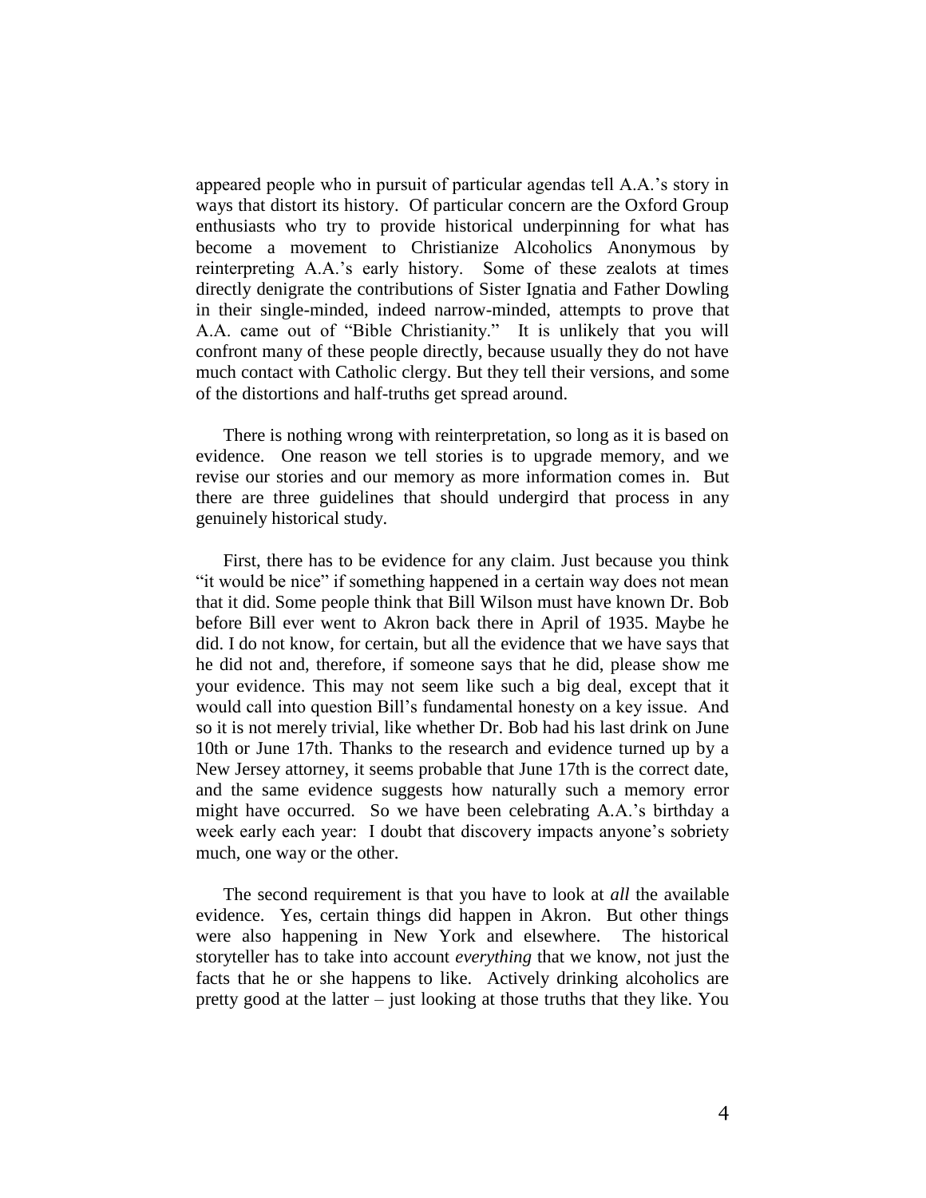appeared people who in pursuit of particular agendas tell A.A.'s story in ways that distort its history. Of particular concern are the Oxford Group enthusiasts who try to provide historical underpinning for what has become a movement to Christianize Alcoholics Anonymous by reinterpreting A.A.'s early history. Some of these zealots at times directly denigrate the contributions of Sister Ignatia and Father Dowling in their single-minded, indeed narrow-minded, attempts to prove that A.A. came out of "Bible Christianity." It is unlikely that you will confront many of these people directly, because usually they do not have much contact with Catholic clergy. But they tell their versions, and some of the distortions and half-truths get spread around.

There is nothing wrong with reinterpretation, so long as it is based on evidence. One reason we tell stories is to upgrade memory, and we revise our stories and our memory as more information comes in. But there are three guidelines that should undergird that process in any genuinely historical study.

First, there has to be evidence for any claim. Just because you think "it would be nice" if something happened in a certain way does not mean that it did. Some people think that Bill Wilson must have known Dr. Bob before Bill ever went to Akron back there in April of 1935. Maybe he did. I do not know, for certain, but all the evidence that we have says that he did not and, therefore, if someone says that he did, please show me your evidence. This may not seem like such a big deal, except that it would call into question Bill's fundamental honesty on a key issue. And so it is not merely trivial, like whether Dr. Bob had his last drink on June 10th or June 17th. Thanks to the research and evidence turned up by a New Jersey attorney, it seems probable that June 17th is the correct date, and the same evidence suggests how naturally such a memory error might have occurred. So we have been celebrating A.A.'s birthday a week early each year: I doubt that discovery impacts anyone's sobriety much, one way or the other.

The second requirement is that you have to look at *all* the available evidence. Yes, certain things did happen in Akron. But other things were also happening in New York and elsewhere. The historical storyteller has to take into account *everything* that we know, not just the facts that he or she happens to like. Actively drinking alcoholics are pretty good at the latter – just looking at those truths that they like. You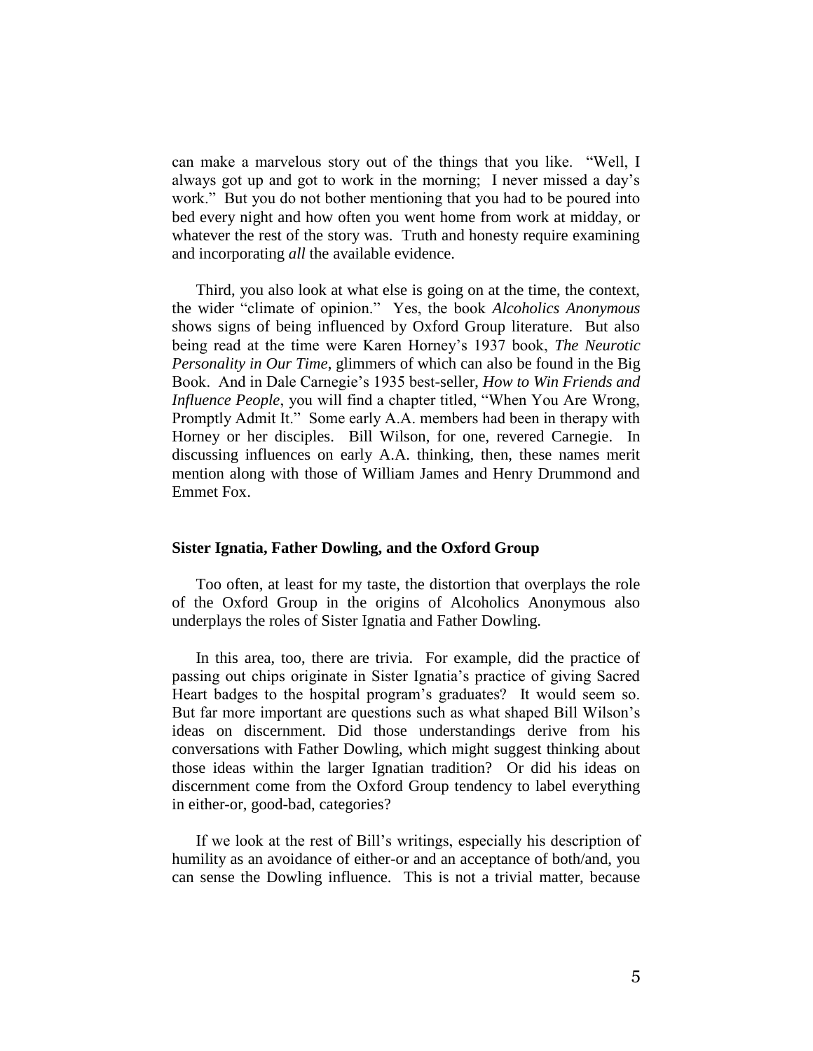can make a marvelous story out of the things that you like. "Well, I always got up and got to work in the morning; I never missed a day's work." But you do not bother mentioning that you had to be poured into bed every night and how often you went home from work at midday, or whatever the rest of the story was. Truth and honesty require examining and incorporating *all* the available evidence.

Third, you also look at what else is going on at the time, the context, the wider "climate of opinion." Yes, the book *Alcoholics Anonymous* shows signs of being influenced by Oxford Group literature. But also being read at the time were Karen Horney's 1937 book, *The Neurotic Personality in Our Time*, glimmers of which can also be found in the Big Book. And in Dale Carnegie's 1935 best-seller, *How to Win Friends and Influence People*, you will find a chapter titled, "When You Are Wrong, Promptly Admit It." Some early A.A. members had been in therapy with Horney or her disciples. Bill Wilson, for one, revered Carnegie. In discussing influences on early A.A. thinking, then, these names merit mention along with those of William James and Henry Drummond and Emmet Fox.

**Sister Ignatia, Father Dowling, and the Oxford Group**

Too often, at least for my taste, the distortion that overplays the role of the Oxford Group in the origins of Alcoholics Anonymous also underplays the roles of Sister Ignatia and Father Dowling.

In this area, too, there are trivia. For example, did the practice of passing out chips originate in Sister Ignatia's practice of giving Sacred Heart badges to the hospital program's graduates? It would seem so. But far more important are questions such as what shaped Bill Wilson's ideas on discernment. Did those understandings derive from his conversations with Father Dowling, which might suggest thinking about those ideas within the larger Ignatian tradition? Or did his ideas on discernment come from the Oxford Group tendency to label everything in either-or, good-bad, categories?

If we look at the rest of Bill's writings, especially his description of humility as an avoidance of either-or and an acceptance of both/and, you can sense the Dowling influence. This is not a trivial matter, because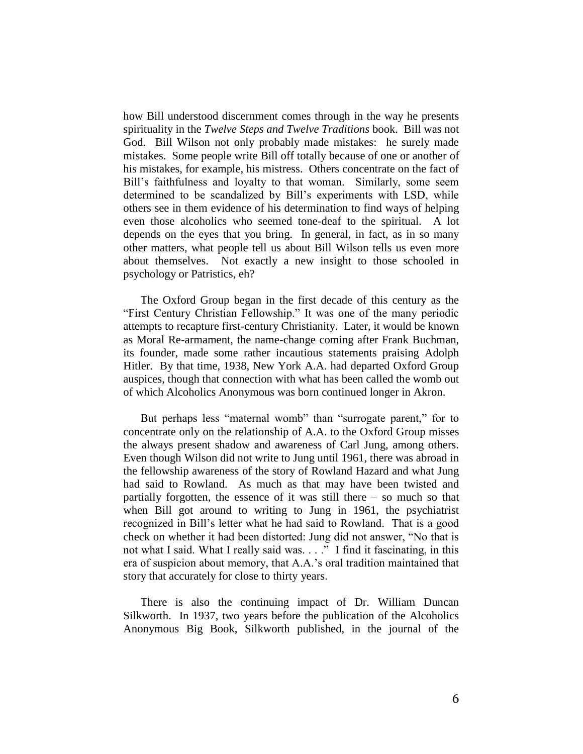how Bill understood discernment comes through in the way he presents spirituality in the *Twelve Steps and Twelve Traditions* book. Bill was not God. Bill Wilson not only probably made mistakes: he surely made mistakes. Some people write Bill off totally because of one or another of his mistakes, for example, his mistress. Others concentrate on the fact of Bill's faithfulness and loyalty to that woman. Similarly, some seem determined to be scandalized by Bill's experiments with LSD, while others see in them evidence of his determination to find ways of helping even those alcoholics who seemed tone-deaf to the spiritual. A lot depends on the eyes that you bring. In general, in fact, as in so many other matters, what people tell us about Bill Wilson tells us even more about themselves. Not exactly a new insight to those schooled in psychology or Patristics, eh?

The Oxford Group began in the first decade of this century as the "First Century Christian Fellowship." It was one of the many periodic attempts to recapture first-century Christianity. Later, it would be known as Moral Re-armament, the name-change coming after Frank Buchman, its founder, made some rather incautious statements praising Adolph Hitler. By that time, 1938, New York A.A. had departed Oxford Group auspices, though that connection with what has been called the womb out of which Alcoholics Anonymous was born continued longer in Akron.

But perhaps less "maternal womb" than "surrogate parent," for to concentrate only on the relationship of A.A. to the Oxford Group misses the always present shadow and awareness of Carl Jung, among others. Even though Wilson did not write to Jung until 1961, there was abroad in the fellowship awareness of the story of Rowland Hazard and what Jung had said to Rowland. As much as that may have been twisted and partially forgotten, the essence of it was still there – so much so that when Bill got around to writing to Jung in 1961, the psychiatrist recognized in Bill's letter what he had said to Rowland. That is a good check on whether it had been distorted: Jung did not answer, "No that is not what I said. What I really said was. . . ." I find it fascinating, in this era of suspicion about memory, that A.A.'s oral tradition maintained that story that accurately for close to thirty years.

There is also the continuing impact of Dr. William Duncan Silkworth. In 1937, two years before the publication of the Alcoholics Anonymous Big Book, Silkworth published, in the journal of the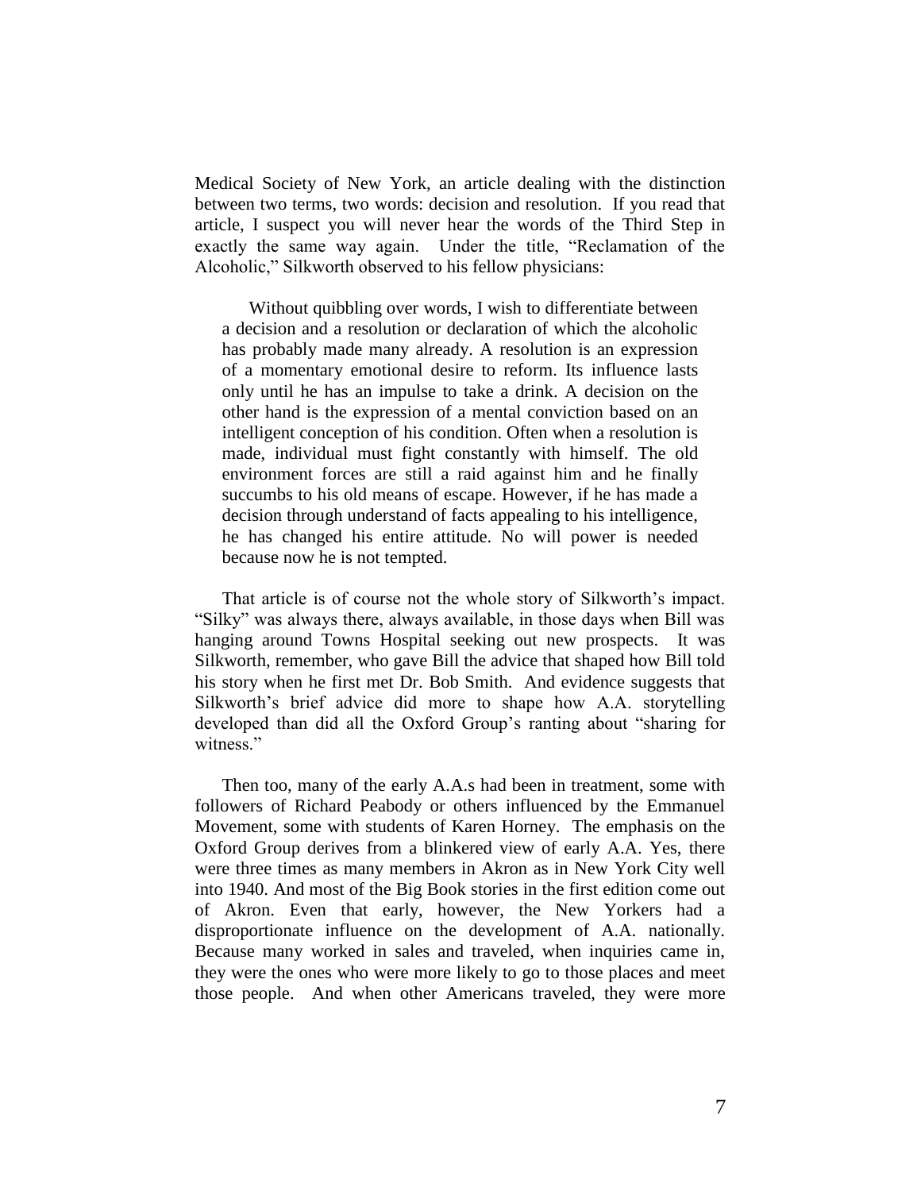Medical Society of New York, an article dealing with the distinction between two terms, two words: decision and resolution. If you read that article, I suspect you will never hear the words of the Third Step in exactly the same way again. Under the title, "Reclamation of the Alcoholic," Silkworth observed to his fellow physicians:

> Without quibbling over words, I wish to differentiate between a decision and a resolution or declaration of which the alcoholic has probably made many already. A resolution is an expression of a momentary emotional desire to reform. Its influence lasts only until he has an impulse to take a drink. A decision on the other hand is the expression of a mental conviction based on an intelligent conception of his condition. Often when a resolution is made, individual must fight constantly with himself. The old environment forces are still a raid against him and he finally succumbs to his old means of escape. However, if he has made a decision through understand of facts appealing to his intelligence, he has changed his entire attitude. No will power is needed because now he is not tempted.

That article is of course not the whole story of Silkworth's impact. "Silky" was always there, always available, in those days when Bill was hanging around Towns Hospital seeking out new prospects. It was Silkworth, remember, who gave Bill the advice that shaped how Bill told his story when he first met Dr. Bob Smith. And evidence suggests that Silkworth's brief advice did more to shape how A.A. storytelling developed than did all the Oxford Group's ranting about "sharing for witness."

Then too, many of the early A.A.s had been in treatment, some with followers of Richard Peabody or others influenced by the Emmanuel Movement, some with students of Karen Horney. The emphasis on the Oxford Group derives from a blinkered view of early A.A. Yes, there were three times as many members in Akron as in New York City well into 1940. And most of the Big Book stories in the first edition come out of Akron. Even that early, however, the New Yorkers had a disproportionate influence on the development of A.A. nationally. Because many worked in sales and traveled, when inquiries came in, they were the ones who were more likely to go to those places and meet those people. And when other Americans traveled, they were more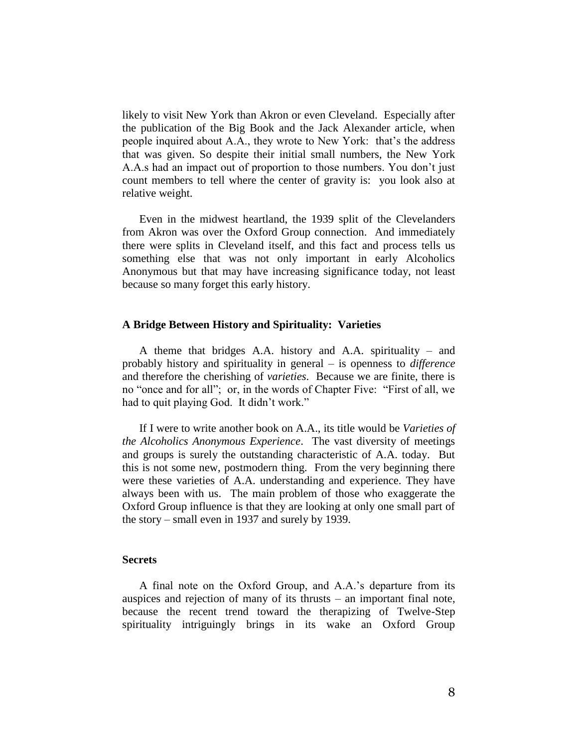likely to visit New York than Akron or even Cleveland. Especially after the publication of the Big Book and the Jack Alexander article, when people inquired about A.A., they wrote to New York: that's the address that was given. So despite their initial small numbers, the New York A.A.s had an impact out of proportion to those numbers. You don't just count members to tell where the center of gravity is: you look also at relative weight.

Even in the midwest heartland, the 1939 split of the Clevelanders from Akron was over the Oxford Group connection. And immediately there were splits in Cleveland itself, and this fact and process tells us something else that was not only important in early Alcoholics Anonymous but that may have increasing significance today, not least because so many forget this early history.

### A Bridge Between History and Spirituality: Varieties

A theme that bridges A.A. history and A.A. spirituality – and probably history and spirituality in general – is openness to *difference* and therefore the cherishing of *varieties*. Because we are finite, there is no "once and for all"; or, in the words of Chapter Five: "First of all, we had to quit playing God. It didn't work."

If I were to write another book on A.A., its title would be *Varieties of the Alcoholics Anonymous Experience*. The vast diversity of meetings and groups is surely the outstanding characteristic of A.A. today. But this is not some new, postmodern thing. From the very beginning there were these varieties of A.A. understanding and experience. They have always been with us. The main problem of those who exaggerate the Oxford Group influence is that they are looking at only one small part of the story – small even in 1937 and surely by 1939.

### Secrets

A final note on the Oxford Group, and A.A.'s departure from its auspices and rejection of many of its thrusts – an important final note, because the recent trend toward the therapizing of Twelve-Step spirituality intriguingly brings in its wake an Oxford Group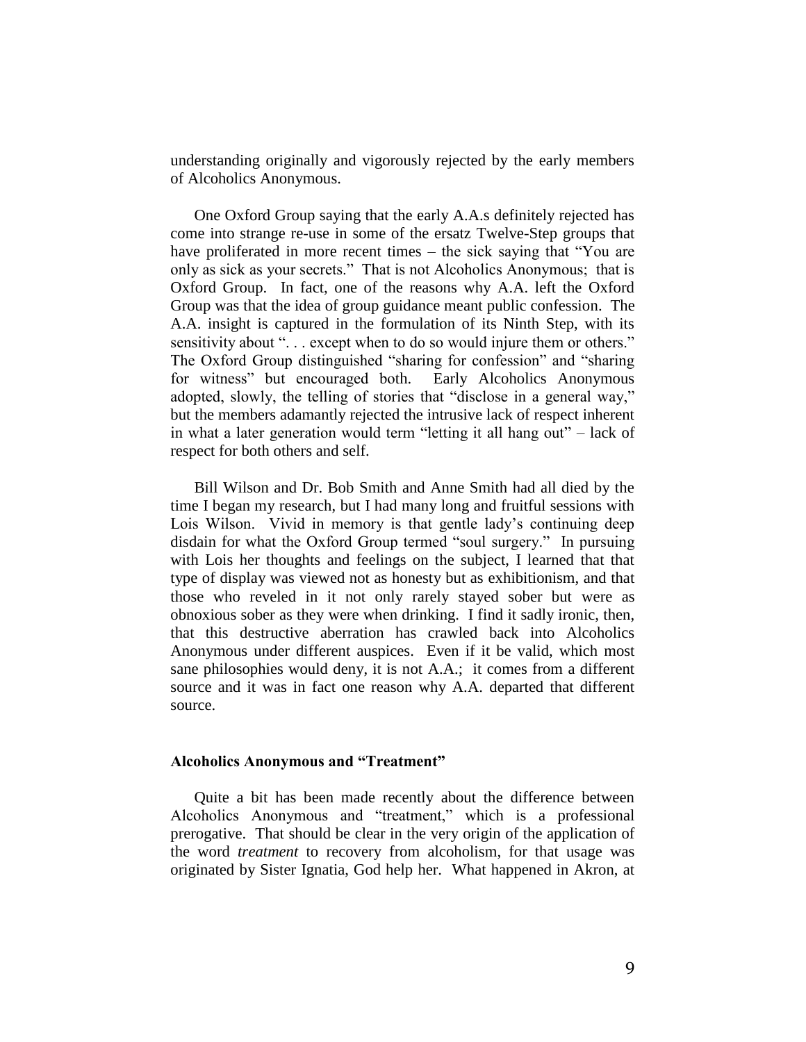understanding originally and vigorously rejected by the early members of Alcoholics Anonymous.

One Oxford Group saying that the early A.A.s definitely rejected has come into strange re-use in some of the ersatz Twelve-Step groups that have proliferated in more recent times – the sick saying that "You are only as sick as your secrets." That is not Alcoholics Anonymous; that is Oxford Group. In fact, one of the reasons why A.A. left the Oxford Group was that the idea of group guidance meant public confession. The A.A. insight is captured in the formulation of its Ninth Step, with its sensitivity about ". . . except when to do so would injure them or others." The Oxford Group distinguished "sharing for confession" and "sharing for witness" but encouraged both. Early Alcoholics Anonymous adopted, slowly, the telling of stories that "disclose in a general way," but the members adamantly rejected the intrusive lack of respect inherent in what a later generation would term "letting it all hang out" – lack of respect for both others and self.

Bill Wilson and Dr. Bob Smith and Anne Smith had all died by the time I began my research, but I had many long and fruitful sessions with Lois Wilson. Vivid in memory is that gentle lady's continuing deep disdain for what the Oxford Group termed "soul surgery." In pursuing with Lois her thoughts and feelings on the subject, I learned that that type of display was viewed not as honesty but as exhibitionism, and that those who reveled in it not only rarely stayed sober but were as obnoxious sober as they were when drinking. I find it sadly ironic, then, that this destructive aberration has crawled back into Alcoholics Anonymous under different auspices. Even if it be valid, which most sane philosophies would deny, it is not A.A.; it comes from a different source and it was in fact one reason why A.A. departed that different source.

### Alcoholics Anonymous and "Treatment"

Quite a bit has been made recently about the difference between Alcoholics Anonymous and "treatment," which is a professional prerogative. That should be clear in the very origin of the application of the word *treatment* to recovery from alcoholism, for that usage was originated by Sister Ignatia, God help her. What happened in Akron, at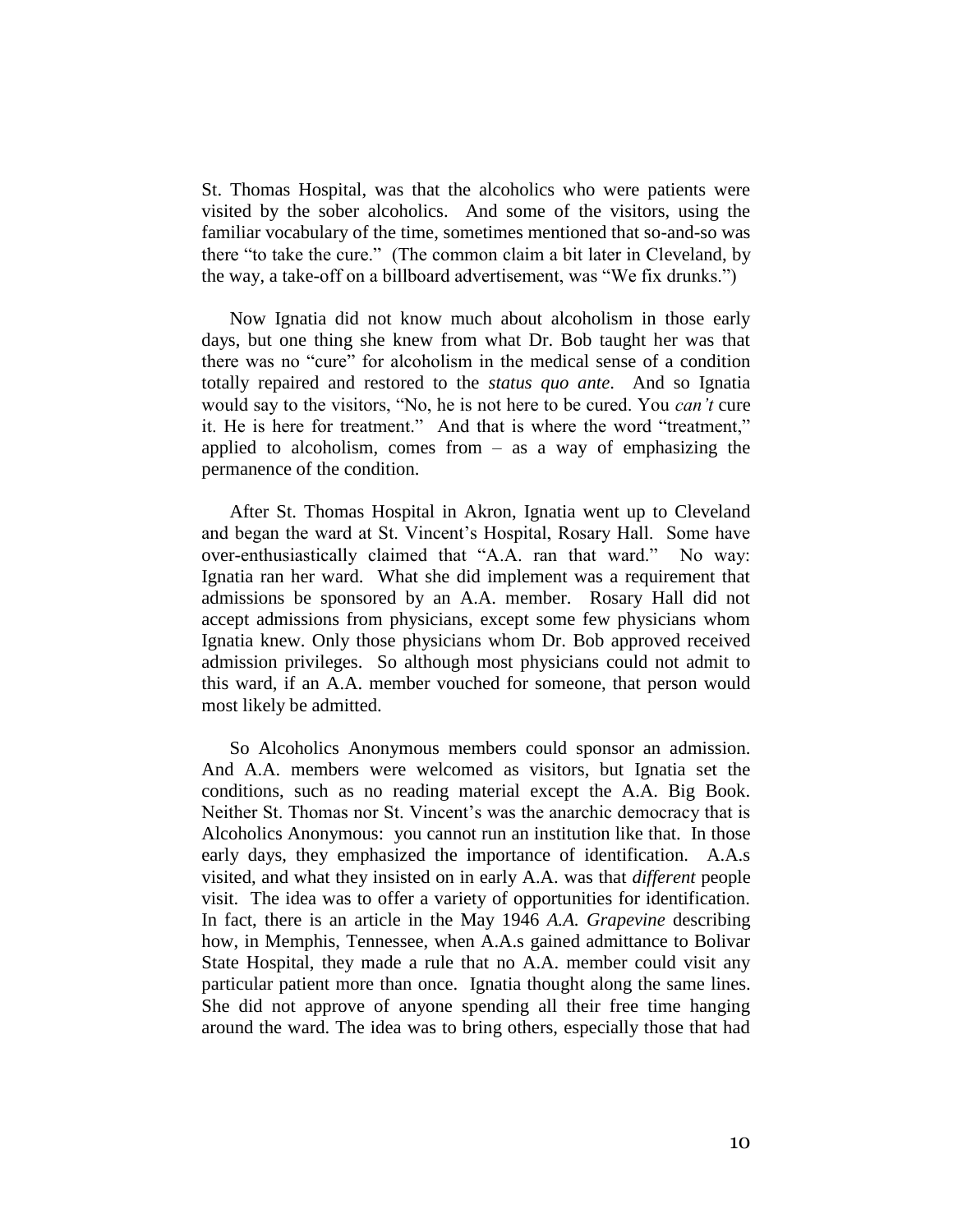St. Thomas Hospital, was that the alcoholics who were patients were visited by the sober alcoholics. And some of the visitors, using the familiar vocabulary of the time, sometimes mentioned that so-and-so was there "to take the cure." (The common claim a bit later in Cleveland, by the way, a take-off on a billboard advertisement, was "We fix drunks.")

Now Ignatia did not know much about alcoholism in those early days, but one thing she knew from what Dr. Bob taught her was that there was no "cure" for alcoholism in the medical sense of a condition totally repaired and restored to the *status quo ante*. And so Ignatia would say to the visitors, "No, he is not here to be cured. You *can't* cure it. He is here for treatment." And that is where the word "treatment," applied to alcoholism, comes from – as a way of emphasizing the permanence of the condition.

After St. Thomas Hospital in Akron, Ignatia went up to Cleveland and began the ward at St. Vincent's Hospital, Rosary Hall. Some have over-enthusiastically claimed that "A.A. ran that ward." No way: Ignatia ran her ward. What she did implement was a requirement that admissions be sponsored by an A.A. member. Rosary Hall did not accept admissions from physicians, except some few physicians whom Ignatia knew. Only those physicians whom Dr. Bob approved received admission privileges. So although most physicians could not admit to this ward, if an A.A. member vouched for someone, that person would most likely be admitted.

So Alcoholics Anonymous members could sponsor an admission. And A.A. members were welcomed as visitors, but Ignatia set the conditions, such as no reading material except the A.A. Big Book. Neither St. Thomas nor St. Vincent's was the anarchic democracy that is Alcoholics Anonymous: you cannot run an institution like that. In those early days, they emphasized the importance of identification. A.A.s visited, and what they insisted on in early A.A. was that *different* people visit. The idea was to offer a variety of opportunities for identification. In fact, there is an article in the May 1946 *A.A. Grapevine* describing how, in Memphis, Tennessee, when A.A.s gained admittance to Bolivar State Hospital, they made a rule that no A.A. member could visit any particular patient more than once. Ignatia thought along the same lines. She did not approve of anyone spending all their free time hanging around the ward. The idea was to bring others, especially those that had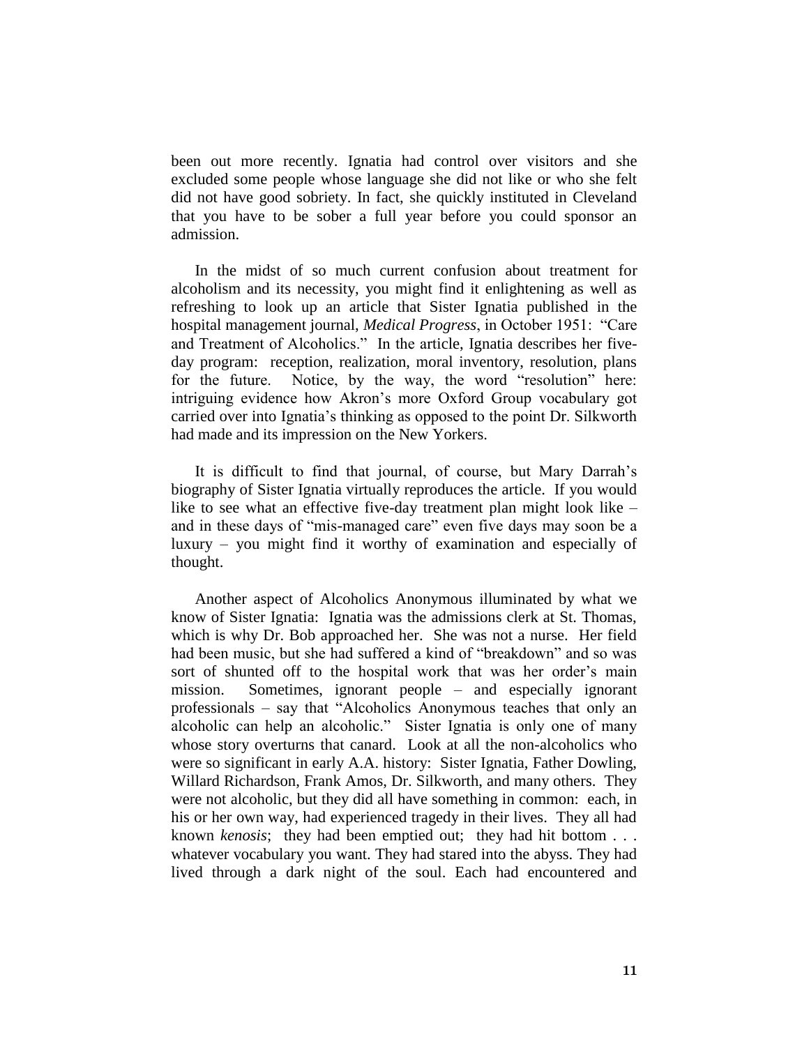been out more recently. Ignatia had control over visitors and she excluded some people whose language she did not like or who she felt did not have good sobriety. In fact, she quickly instituted in Cleveland that you have to be sober a full year before you could sponsor an admission.

In the midst of so much current confusion about treatment for alcoholism and its necessity, you might find it enlightening as well as refreshing to look up an article that Sister Ignatia published in the hospital management journal, *Medical Progress*, in October 1951: "Care and Treatment of Alcoholics." In the article, Ignatia describes her five-day program: reception, realization, moral inventory, resolution, plans for the future. Notice, by the way, the word "resolution" here: intriguing evidence how Akron's more Oxford Group vocabulary got carried over into Ignatia's thinking as opposed to the point Dr. Silkworth had made and its impression on the New Yorkers.

It is difficult to find that journal, of course, but Mary Darrah's biography of Sister Ignatia virtually reproduces the article. If you would like to see what an effective five-day treatment plan might look like – and in these days of "mis-managed care" even five days may soon be a luxury – you might find it worthy of examination and especially of thought.

Another aspect of Alcoholics Anonymous illuminated by what we know of Sister Ignatia: Ignatia was the admissions clerk at St. Thomas, which is why Dr. Bob approached her. She was not a nurse. Her field had been music, but she had suffered a kind of "breakdown" and so was sort of shunted off to the hospital work that was her order's main mission. Sometimes, ignorant people – and especially ignorant professionals – say that "Alcoholics Anonymous teaches that only an alcoholic can help an alcoholic." Sister Ignatia is only one of many whose story overturns that canard. Look at all the non-alcoholics who were so significant in early A.A. history: Sister Ignatia, Father Dowling, Willard Richardson, Frank Amos, Dr. Silkworth, and many others. They were not alcoholic, but they did all have something in common: each, in his or her own way, had experienced tragedy in their lives. They all had known *kenosis*; they had been emptied out; they had hit bottom . . . whatever vocabulary you want. They had stared into the abyss. They had lived through a dark night of the soul. Each had encountered and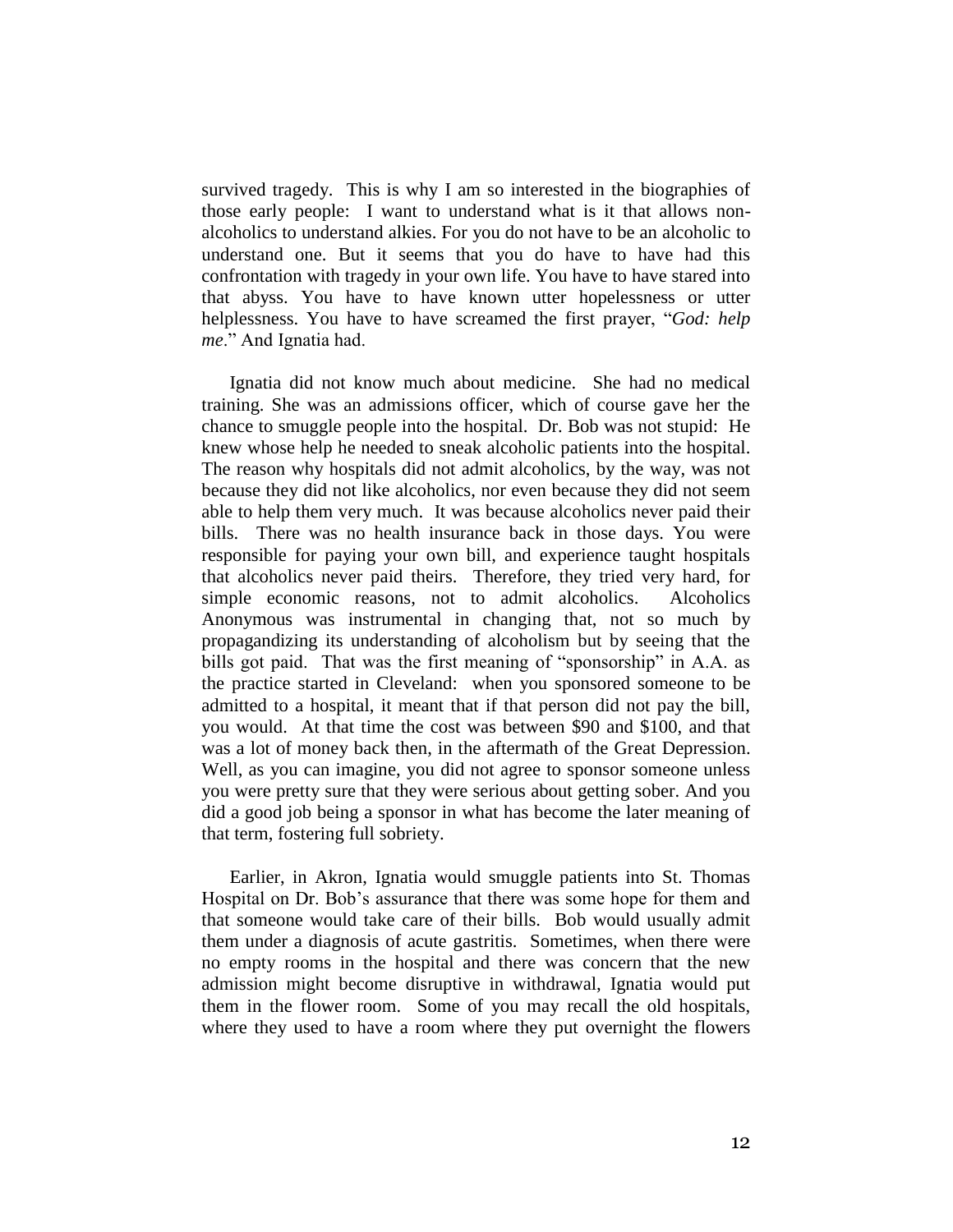survived tragedy. This is why I am so interested in the biographies of those early people: I want to understand what is it that allows non-alcoholics to understand alkies. For you do not have to be an alcoholic to understand one. But it seems that you do have to have had this confrontation with tragedy in your own life. You have to have stared into that abyss. You have to have known utter hopelessness or utter helplessness. You have to have screamed the first prayer, "*God: help me*." And Ignatia had.

Ignatia did not know much about medicine. She had no medical training. She was an admissions officer, which of course gave her the chance to smuggle people into the hospital. Dr. Bob was not stupid: He knew whose help he needed to sneak alcoholic patients into the hospital. The reason why hospitals did not admit alcoholics, by the way, was not because they did not like alcoholics, nor even because they did not seem able to help them very much. It was because alcoholics never paid their bills. There was no health insurance back in those days. You were responsible for paying your own bill, and experience taught hospitals that alcoholics never paid theirs. Therefore, they tried very hard, for simple economic reasons, not to admit alcoholics. Alcoholics Anonymous was instrumental in changing that, not so much by propagandizing its understanding of alcoholism but by seeing that the bills got paid. That was the first meaning of "sponsorship" in A.A. as the practice started in Cleveland: when you sponsored someone to be admitted to a hospital, it meant that if that person did not pay the bill, you would. At that time the cost was between $90 and $100, and that was a lot of money back then, in the aftermath of the Great Depression. Well, as you can imagine, you did not agree to sponsor someone unless you were pretty sure that they were serious about getting sober. And you did a good job being a sponsor in what has become the later meaning of that term, fostering full sobriety.

Earlier, in Akron, Ignatia would smuggle patients into St. Thomas Hospital on Dr. Bob's assurance that there was some hope for them and that someone would take care of their bills. Bob would usually admit them under a diagnosis of acute gastritis. Sometimes, when there were no empty rooms in the hospital and there was concern that the new admission might become disruptive in withdrawal, Ignatia would put them in the flower room. Some of you may recall the old hospitals, where they used to have a room where they put overnight the flowers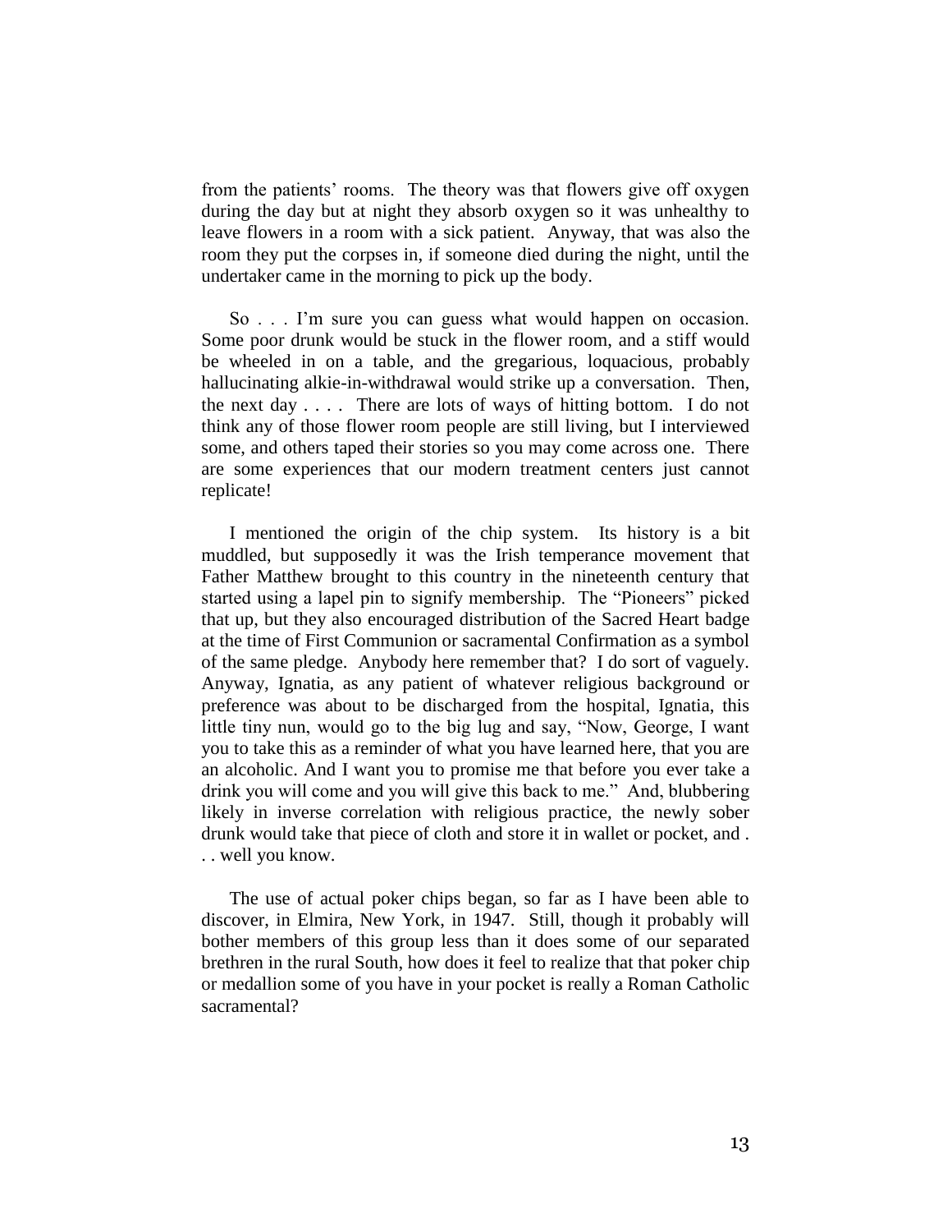from the patients' rooms. The theory was that flowers give off oxygen during the day but at night they absorb oxygen so it was unhealthy to leave flowers in a room with a sick patient. Anyway, that was also the room they put the corpses in, if someone died during the night, until the undertaker came in the morning to pick up the body.

So . . . I'm sure you can guess what would happen on occasion. Some poor drunk would be stuck in the flower room, and a stiff would be wheeled in on a table, and the gregarious, loquacious, probably hallucinating alkie-in-withdrawal would strike up a conversation. Then, the next day . . . . There are lots of ways of hitting bottom. I do not think any of those flower room people are still living, but I interviewed some, and others taped their stories so you may come across one. There are some experiences that our modern treatment centers just cannot replicate!

I mentioned the origin of the chip system. Its history is a bit muddled, but supposedly it was the Irish temperance movement that Father Matthew brought to this country in the nineteenth century that started using a lapel pin to signify membership. The "Pioneers" picked that up, but they also encouraged distribution of the Sacred Heart badge at the time of First Communion or sacramental Confirmation as a symbol of the same pledge. Anybody here remember that? I do sort of vaguely. Anyway, Ignatia, as any patient of whatever religious background or preference was about to be discharged from the hospital, Ignatia, this little tiny nun, would go to the big lug and say, "Now, George, I want you to take this as a reminder of what you have learned here, that you are an alcoholic. And I want you to promise me that before you ever take a drink you will come and you will give this back to me." And, blubbering likely in inverse correlation with religious practice, the newly sober drunk would take that piece of cloth and store it in wallet or pocket, and . . . well you know.

The use of actual poker chips began, so far as I have been able to discover, in Elmira, New York, in 1947. Still, though it probably will bother members of this group less than it does some of our separated brethren in the rural South, how does it feel to realize that that poker chip or medallion some of you have in your pocket is really a Roman Catholic sacramental?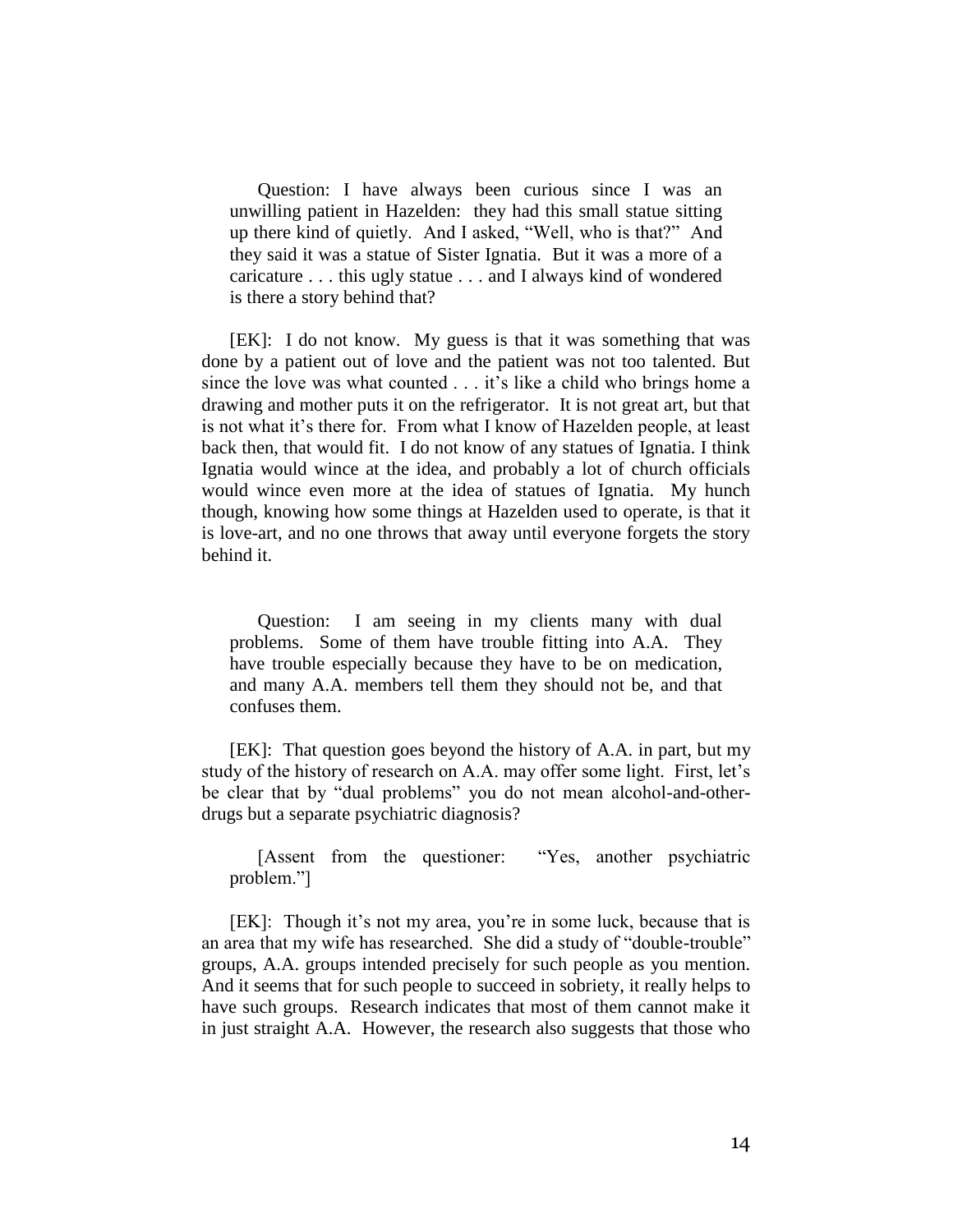> Question: I have always been curious since I was an unwilling patient in Hazelden: they had this small statue sitting up there kind of quietly. And I asked, "Well, who is that?" And they said it was a statue of Sister Ignatia. But it was a more of a caricature . . . this ugly statue . . . and I always kind of wondered is there a story behind that?

[EK]: I do not know. My guess is that it was something that was done by a patient out of love and the patient was not too talented. But since the love was what counted . . . it's like a child who brings home a drawing and mother puts it on the refrigerator. It is not great art, but that is not what it's there for. From what I know of Hazelden people, at least back then, that would fit. I do not know of any statues of Ignatia. I think Ignatia would wince at the idea, and probably a lot of church officials would wince even more at the idea of statues of Ignatia. My hunch though, knowing how some things at Hazelden used to operate, is that it is love-art, and no one throws that away until everyone forgets the story behind it.

> Question: I am seeing in my clients many with dual problems. Some of them have trouble fitting into A.A. They have trouble especially because they have to be on medication, and many A.A. members tell them they should not be, and that confuses them.

[EK]: That question goes beyond the history of A.A. in part, but my study of the history of research on A.A. may offer some light. First, let's be clear that by "dual problems" you do not mean alcohol-and-other-drugs but a separate psychiatric diagnosis?

> [Assent from the questioner: "Yes, another psychiatric problem."]

[EK]: Though it's not my area, you're in some luck, because that is an area that my wife has researched. She did a study of "double-trouble" groups, A.A. groups intended precisely for such people as you mention. And it seems that for such people to succeed in sobriety, it really helps to have such groups. Research indicates that most of them cannot make it in just straight A.A. However, the research also suggests that those who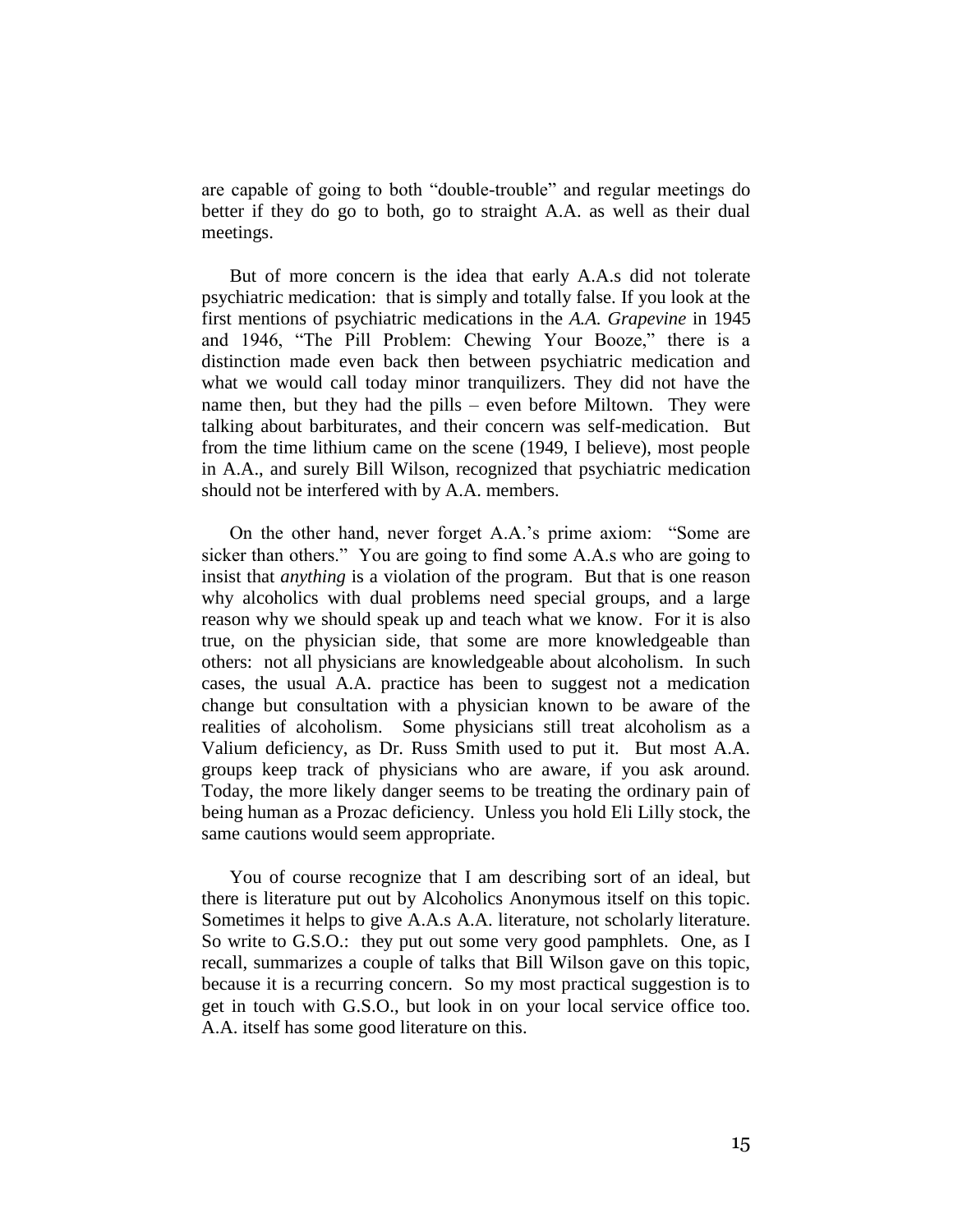are capable of going to both "double-trouble" and regular meetings do better if they do go to both, go to straight A.A. as well as their dual meetings.

But of more concern is the idea that early A.A.s did not tolerate psychiatric medication: that is simply and totally false. If you look at the first mentions of psychiatric medications in the *A.A. Grapevine* in 1945 and 1946, "The Pill Problem: Chewing Your Booze," there is a distinction made even back then between psychiatric medication and what we would call today minor tranquilizers. They did not have the name then, but they had the pills – even before Miltown. They were talking about barbiturates, and their concern was self-medication. But from the time lithium came on the scene (1949, I believe), most people in A.A., and surely Bill Wilson, recognized that psychiatric medication should not be interfered with by A.A. members.

On the other hand, never forget A.A.'s prime axiom: "Some are sicker than others." You are going to find some A.A.s who are going to insist that *anything* is a violation of the program. But that is one reason why alcoholics with dual problems need special groups, and a large reason why we should speak up and teach what we know. For it is also true, on the physician side, that some are more knowledgeable than others: not all physicians are knowledgeable about alcoholism. In such cases, the usual A.A. practice has been to suggest not a medication change but consultation with a physician known to be aware of the realities of alcoholism. Some physicians still treat alcoholism as a Valium deficiency, as Dr. Russ Smith used to put it. But most A.A. groups keep track of physicians who are aware, if you ask around. Today, the more likely danger seems to be treating the ordinary pain of being human as a Prozac deficiency. Unless you hold Eli Lilly stock, the same cautions would seem appropriate.

You of course recognize that I am describing sort of an ideal, but there is literature put out by Alcoholics Anonymous itself on this topic. Sometimes it helps to give A.A.s A.A. literature, not scholarly literature. So write to G.S.O.: they put out some very good pamphlets. One, as I recall, summarizes a couple of talks that Bill Wilson gave on this topic, because it is a recurring concern. So my most practical suggestion is to get in touch with G.S.O., but look in on your local service office too. A.A. itself has some good literature on this.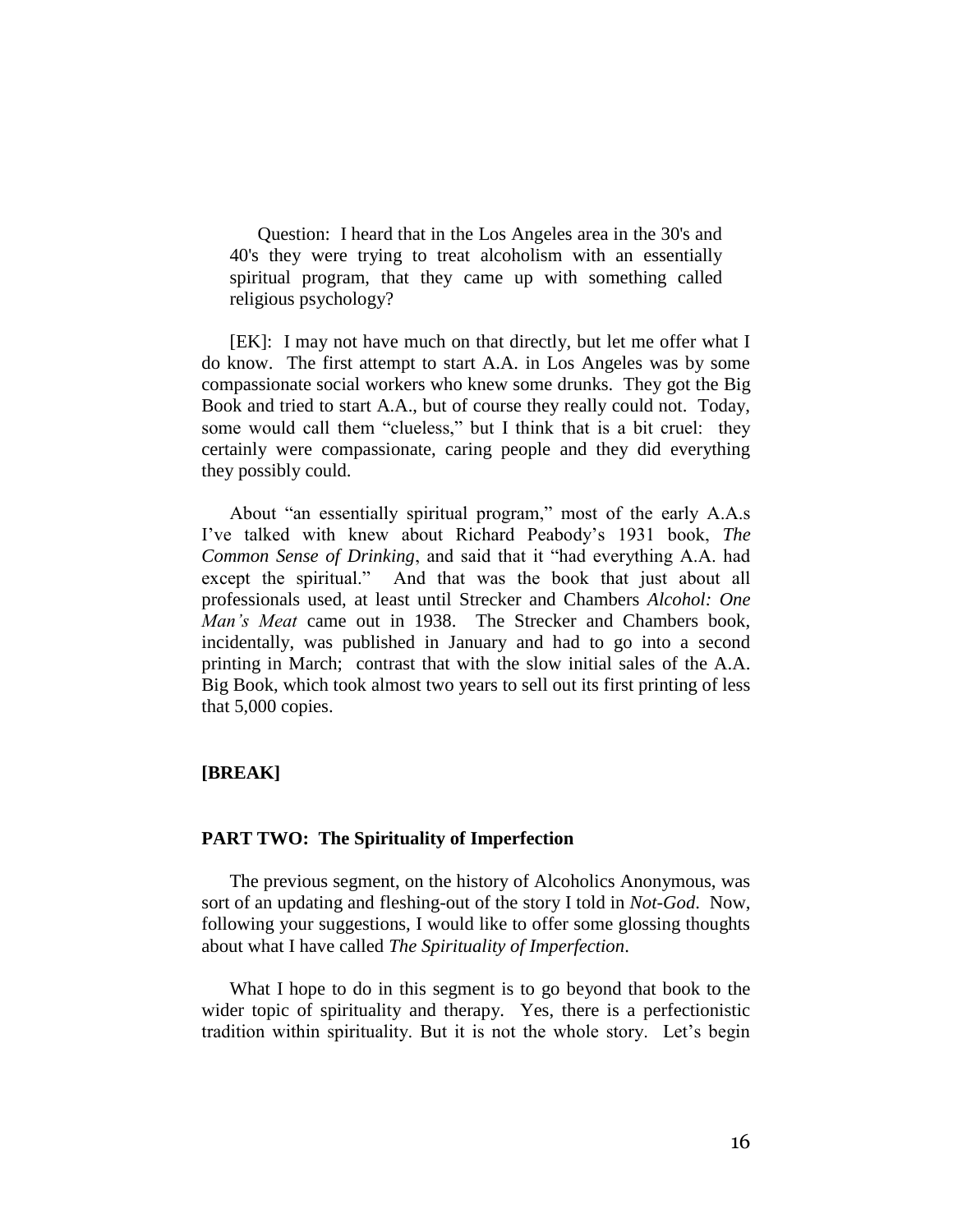Question: I heard that in the Los Angeles area in the 30's and 40's they were trying to treat alcoholism with an essentially spiritual program, that they came up with something called religious psychology?

[EK]: I may not have much on that directly, but let me offer what I do know. The first attempt to start A.A. in Los Angeles was by some compassionate social workers who knew some drunks. They got the Big Book and tried to start A.A., but of course they really could not. Today, some would call them "clueless," but I think that is a bit cruel: they certainly were compassionate, caring people and they did everything they possibly could.

About "an essentially spiritual program," most of the early A.A.s I've talked with knew about Richard Peabody's 1931 book, *The Common Sense of Drinking*, and said that it "had everything A.A. had except the spiritual." And that was the book that just about all professionals used, at least until Strecker and Chambers *Alcohol: One Man's Meat* came out in 1938. The Strecker and Chambers book, incidentally, was published in January and had to go into a second printing in March; contrast that with the slow initial sales of the A.A. Big Book, which took almost two years to sell out its first printing of less that 5,000 copies.

**[BREAK]**

## PART TWO: The Spirituality of Imperfection

The previous segment, on the history of Alcoholics Anonymous, was sort of an updating and fleshing-out of the story I told in *Not-God*. Now, following your suggestions, I would like to offer some glossing thoughts about what I have called *The Spirituality of Imperfection*.

What I hope to do in this segment is to go beyond that book to the wider topic of spirituality and therapy. Yes, there is a perfectionistic tradition within spirituality. But it is not the whole story. Let's begin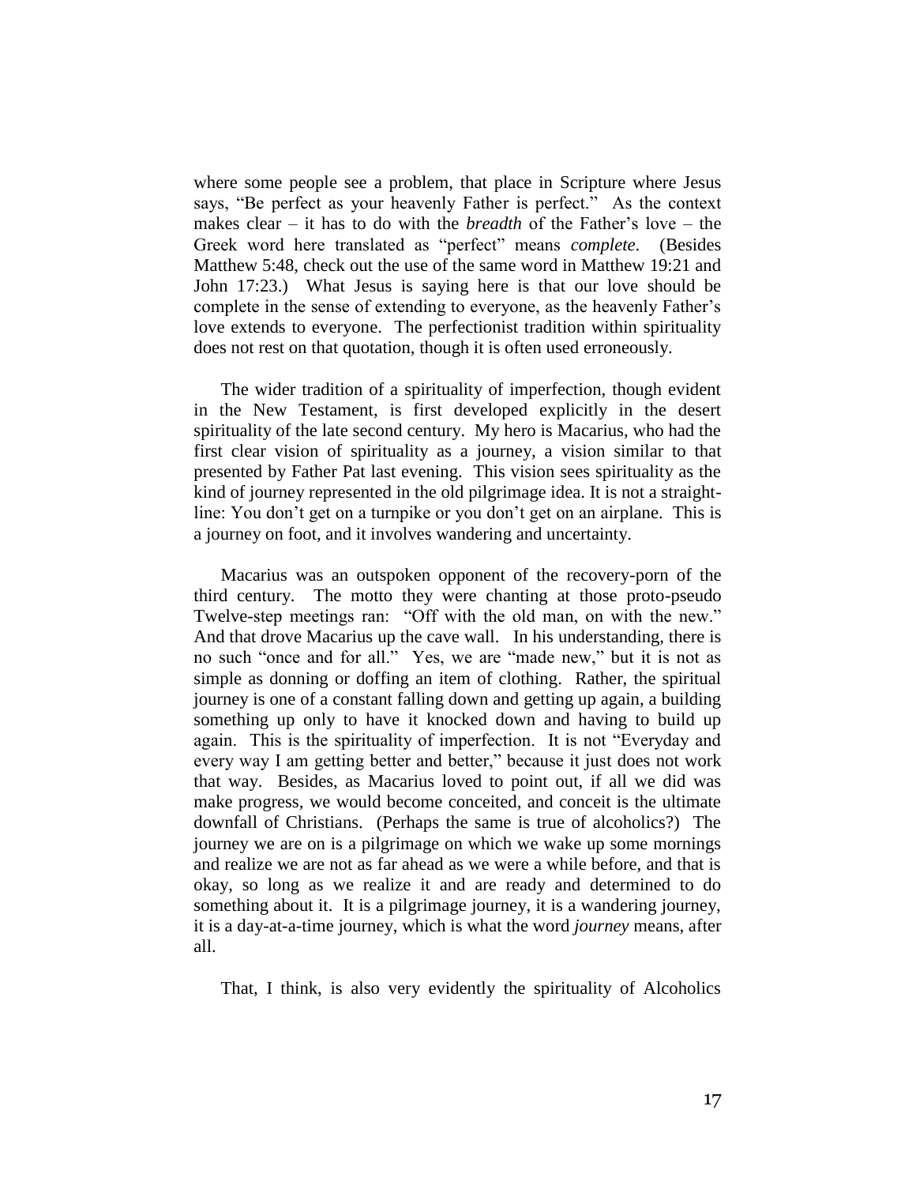where some people see a problem, that place in Scripture where Jesus says, "Be perfect as your heavenly Father is perfect." As the context makes clear – it has to do with the *breadth* of the Father's love – the Greek word here translated as "perfect" means *complete*. (Besides Matthew 5:48, check out the use of the same word in Matthew 19:21 and John 17:23.) What Jesus is saying here is that our love should be complete in the sense of extending to everyone, as the heavenly Father's love extends to everyone. The perfectionist tradition within spirituality does not rest on that quotation, though it is often used erroneously.

The wider tradition of a spirituality of imperfection, though evident in the New Testament, is first developed explicitly in the desert spirituality of the late second century. My hero is Macarius, who had the first clear vision of spirituality as a journey, a vision similar to that presented by Father Pat last evening. This vision sees spirituality as the kind of journey represented in the old pilgrimage idea. It is not a straight-line: You don't get on a turnpike or you don't get on an airplane. This is a journey on foot, and it involves wandering and uncertainty.

Macarius was an outspoken opponent of the recovery-porn of the third century. The motto they were chanting at those proto-pseudo Twelve-step meetings ran: "Off with the old man, on with the new." And that drove Macarius up the cave wall. In his understanding, there is no such "once and for all." Yes, we are "made new," but it is not as simple as donning or doffing an item of clothing. Rather, the spiritual journey is one of a constant falling down and getting up again, a building something up only to have it knocked down and having to build up again. This is the spirituality of imperfection. It is not "Everyday and every way I am getting better and better," because it just does not work that way. Besides, as Macarius loved to point out, if all we did was make progress, we would become conceited, and conceit is the ultimate downfall of Christians. (Perhaps the same is true of alcoholics?) The journey we are on is a pilgrimage on which we wake up some mornings and realize we are not as far ahead as we were a while before, and that is okay, so long as we realize it and are ready and determined to do something about it. It is a pilgrimage journey, it is a wandering journey, it is a day-at-a-time journey, which is what the word *journey* means, after all.

That, I think, is also very evidently the spirituality of Alcoholics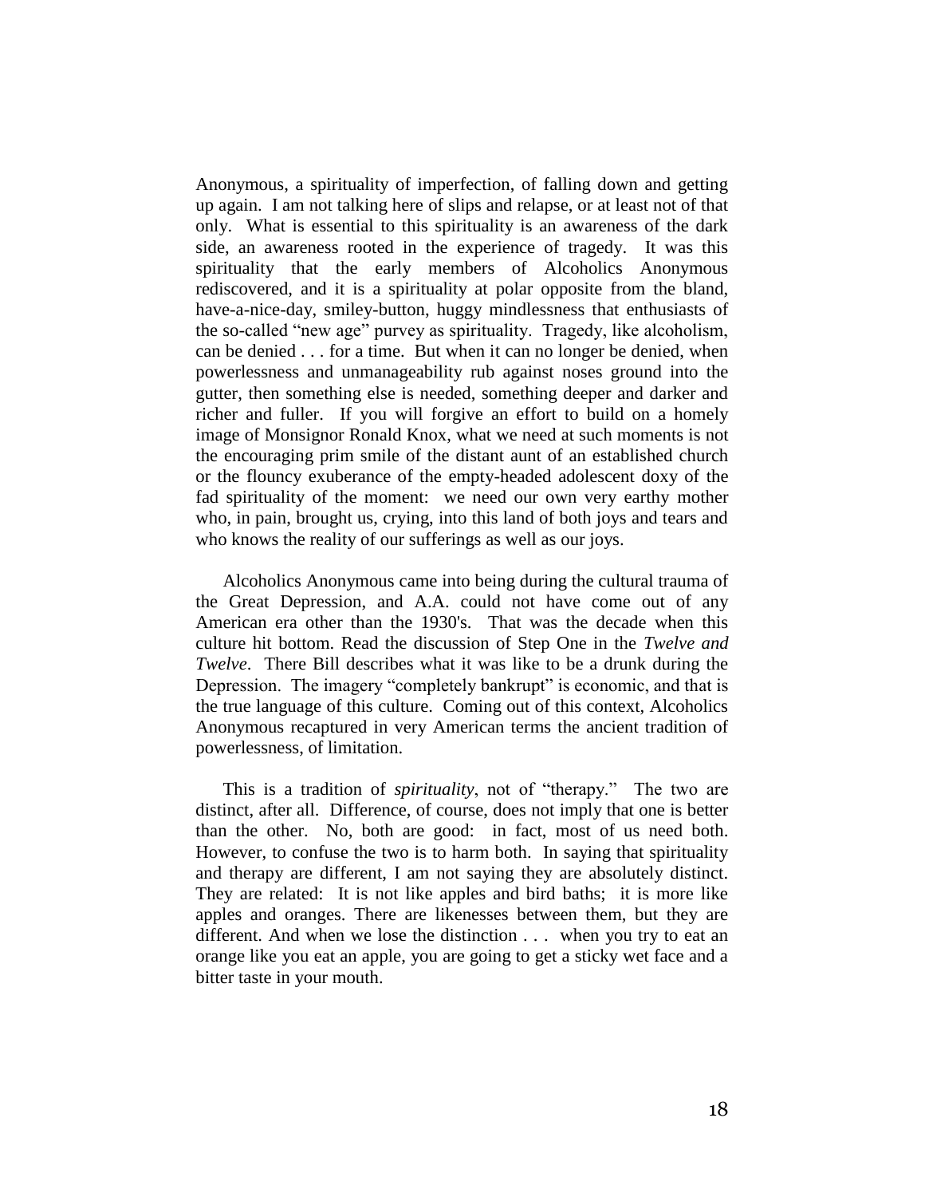Anonymous, a spirituality of imperfection, of falling down and getting up again. I am not talking here of slips and relapse, or at least not of that only. What is essential to this spirituality is an awareness of the dark side, an awareness rooted in the experience of tragedy. It was this spirituality that the early members of Alcoholics Anonymous rediscovered, and it is a spirituality at polar opposite from the bland, have-a-nice-day, smiley-button, huggy mindlessness that enthusiasts of the so-called "new age" purvey as spirituality. Tragedy, like alcoholism, can be denied . . . for a time. But when it can no longer be denied, when powerlessness and unmanageability rub against noses ground into the gutter, then something else is needed, something deeper and darker and richer and fuller. If you will forgive an effort to build on a homely image of Monsignor Ronald Knox, what we need at such moments is not the encouraging prim smile of the distant aunt of an established church or the flouncy exuberance of the empty-headed adolescent doxy of the fad spirituality of the moment: we need our own very earthy mother who, in pain, brought us, crying, into this land of both joys and tears and who knows the reality of our sufferings as well as our joys.

Alcoholics Anonymous came into being during the cultural trauma of the Great Depression, and A.A. could not have come out of any American era other than the 1930's. That was the decade when this culture hit bottom. Read the discussion of Step One in the *Twelve and Twelve*. There Bill describes what it was like to be a drunk during the Depression. The imagery "completely bankrupt" is economic, and that is the true language of this culture. Coming out of this context, Alcoholics Anonymous recaptured in very American terms the ancient tradition of powerlessness, of limitation.

This is a tradition of *spirituality*, not of "therapy." The two are distinct, after all. Difference, of course, does not imply that one is better than the other. No, both are good: in fact, most of us need both. However, to confuse the two is to harm both. In saying that spirituality and therapy are different, I am not saying they are absolutely distinct. They are related: It is not like apples and bird baths; it is more like apples and oranges. There are likenesses between them, but they are different. And when we lose the distinction . . . when you try to eat an orange like you eat an apple, you are going to get a sticky wet face and a bitter taste in your mouth.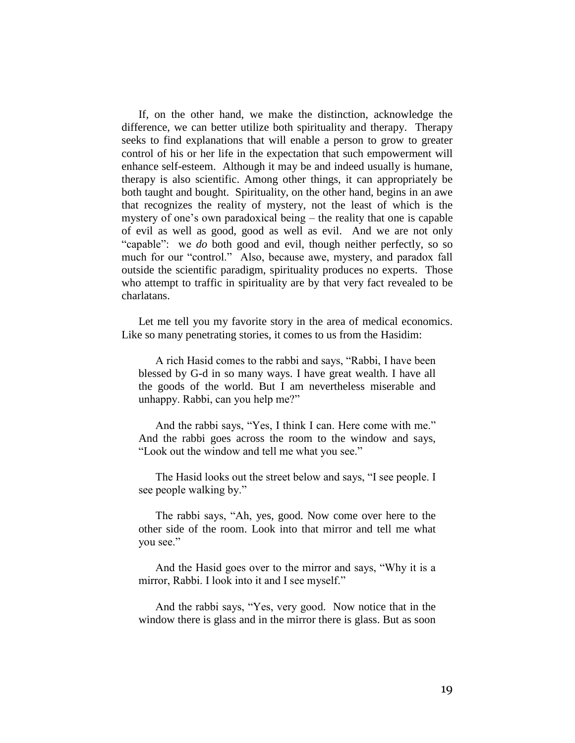If, on the other hand, we make the distinction, acknowledge the difference, we can better utilize both spirituality and therapy. Therapy seeks to find explanations that will enable a person to grow to greater control of his or her life in the expectation that such empowerment will enhance self-esteem. Although it may be and indeed usually is humane, therapy is also scientific. Among other things, it can appropriately be both taught and bought. Spirituality, on the other hand, begins in an awe that recognizes the reality of mystery, not the least of which is the mystery of one's own paradoxical being – the reality that one is capable of evil as well as good, good as well as evil. And we are not only "capable": we *do* both good and evil, though neither perfectly, so so much for our "control." Also, because awe, mystery, and paradox fall outside the scientific paradigm, spirituality produces no experts. Those who attempt to traffic in spirituality are by that very fact revealed to be charlatans.

Let me tell you my favorite story in the area of medical economics. Like so many penetrating stories, it comes to us from the Hasidim:

> A rich Hasid comes to the rabbi and says, "Rabbi, I have been blessed by G-d in so many ways. I have great wealth. I have all the goods of the world. But I am nevertheless miserable and unhappy. Rabbi, can you help me?"
>
> And the rabbi says, "Yes, I think I can. Here come with me." And the rabbi goes across the room to the window and says, "Look out the window and tell me what you see."
>
> The Hasid looks out the street below and says, "I see people. I see people walking by."
>
> The rabbi says, "Ah, yes, good. Now come over here to the other side of the room. Look into that mirror and tell me what you see."
>
> And the Hasid goes over to the mirror and says, "Why it is a mirror, Rabbi. I look into it and I see myself."
>
> And the rabbi says, "Yes, very good. Now notice that in the window there is glass and in the mirror there is glass. But as soon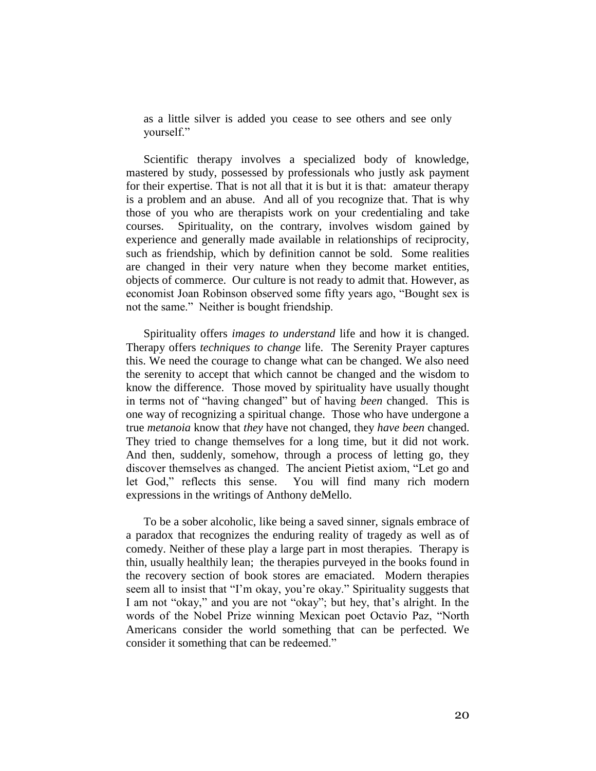as a little silver is added you cease to see others and see only yourself."

Scientific therapy involves a specialized body of knowledge, mastered by study, possessed by professionals who justly ask payment for their expertise. That is not all that it is but it is that: amateur therapy is a problem and an abuse. And all of you recognize that. That is why those of you who are therapists work on your credentialing and take courses. Spirituality, on the contrary, involves wisdom gained by experience and generally made available in relationships of reciprocity, such as friendship, which by definition cannot be sold. Some realities are changed in their very nature when they become market entities, objects of commerce. Our culture is not ready to admit that. However, as economist Joan Robinson observed some fifty years ago, "Bought sex is not the same." Neither is bought friendship.

Spirituality offers *images to understand* life and how it is changed. Therapy offers *techniques to change* life. The Serenity Prayer captures this. We need the courage to change what can be changed. We also need the serenity to accept that which cannot be changed and the wisdom to know the difference. Those moved by spirituality have usually thought in terms not of "having changed" but of having *been* changed. This is one way of recognizing a spiritual change. Those who have undergone a true *metanoia* know that *they* have not changed, they *have been* changed. They tried to change themselves for a long time, but it did not work. And then, suddenly, somehow, through a process of letting go, they discover themselves as changed. The ancient Pietist axiom, "Let go and let God," reflects this sense. You will find many rich modern expressions in the writings of Anthony deMello.

To be a sober alcoholic, like being a saved sinner, signals embrace of a paradox that recognizes the enduring reality of tragedy as well as of comedy. Neither of these play a large part in most therapies. Therapy is thin, usually healthily lean; the therapies purveyed in the books found in the recovery section of book stores are emaciated. Modern therapies seem all to insist that "I'm okay, you're okay." Spirituality suggests that I am not "okay," and you are not "okay"; but hey, that's alright. In the words of the Nobel Prize winning Mexican poet Octavio Paz, "North Americans consider the world something that can be perfected. We consider it something that can be redeemed."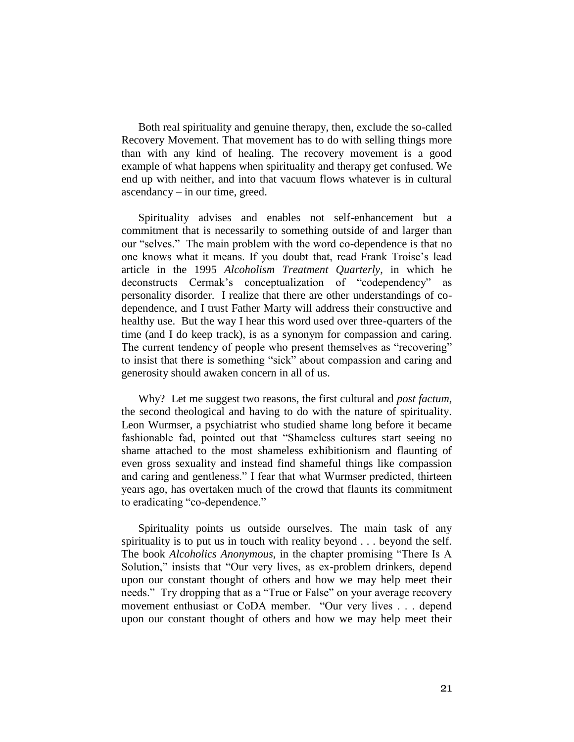Both real spirituality and genuine therapy, then, exclude the so-called Recovery Movement. That movement has to do with selling things more than with any kind of healing. The recovery movement is a good example of what happens when spirituality and therapy get confused. We end up with neither, and into that vacuum flows whatever is in cultural ascendancy – in our time, greed.

Spirituality advises and enables not self-enhancement but a commitment that is necessarily to something outside of and larger than our "selves." The main problem with the word co-dependence is that no one knows what it means. If you doubt that, read Frank Troise's lead article in the 1995 *Alcoholism Treatment Quarterly,* in which he deconstructs Cermak's conceptualization of "codependency" as personality disorder. I realize that there are other understandings of co-dependence, and I trust Father Marty will address their constructive and healthy use. But the way I hear this word used over three-quarters of the time (and I do keep track), is as a synonym for compassion and caring. The current tendency of people who present themselves as "recovering" to insist that there is something "sick" about compassion and caring and generosity should awaken concern in all of us.

Why? Let me suggest two reasons, the first cultural and *post factum*, the second theological and having to do with the nature of spirituality. Leon Wurmser, a psychiatrist who studied shame long before it became fashionable fad, pointed out that "Shameless cultures start seeing no shame attached to the most shameless exhibitionism and flaunting of even gross sexuality and instead find shameful things like compassion and caring and gentleness." I fear that what Wurmser predicted, thirteen years ago, has overtaken much of the crowd that flaunts its commitment to eradicating "co-dependence."

Spirituality points us outside ourselves. The main task of any spirituality is to put us in touch with reality beyond . . . beyond the self. The book *Alcoholics Anonymous*, in the chapter promising "There Is A Solution," insists that "Our very lives, as ex-problem drinkers, depend upon our constant thought of others and how we may help meet their needs." Try dropping that as a "True or False" on your average recovery movement enthusiast or CoDA member. "Our very lives . . . depend upon our constant thought of others and how we may help meet their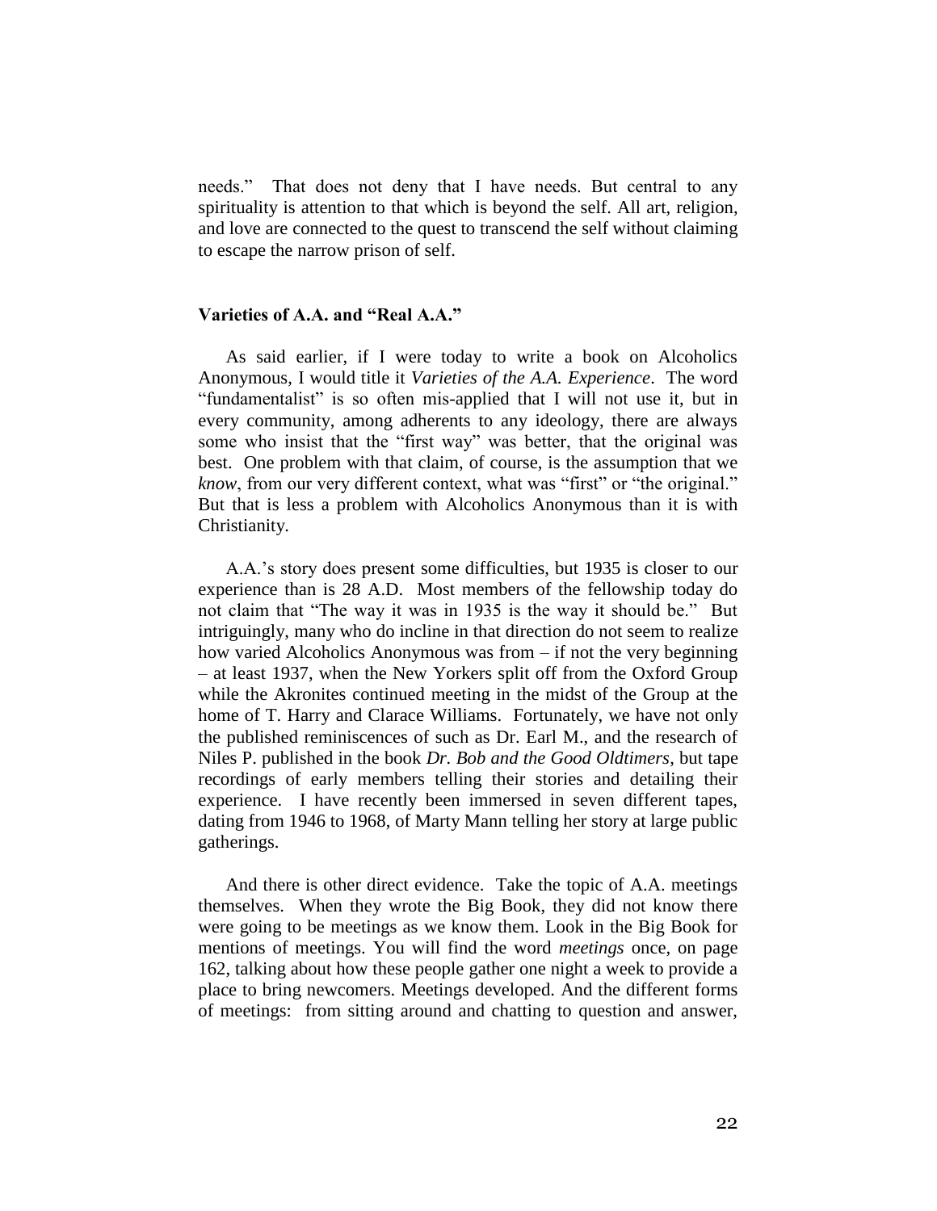needs." That does not deny that I have needs. But central to any spirituality is attention to that which is beyond the self. All art, religion, and love are connected to the quest to transcend the self without claiming to escape the narrow prison of self.

### Varieties of A.A. and "Real A.A."

As said earlier, if I were today to write a book on Alcoholics Anonymous, I would title it *Varieties of the A.A. Experience*. The word "fundamentalist" is so often mis-applied that I will not use it, but in every community, among adherents to any ideology, there are always some who insist that the "first way" was better, that the original was best. One problem with that claim, of course, is the assumption that we *know*, from our very different context, what was "first" or "the original." But that is less a problem with Alcoholics Anonymous than it is with Christianity.

A.A.'s story does present some difficulties, but 1935 is closer to our experience than is 28 A.D. Most members of the fellowship today do not claim that "The way it was in 1935 is the way it should be." But intriguingly, many who do incline in that direction do not seem to realize how varied Alcoholics Anonymous was from – if not the very beginning – at least 1937, when the New Yorkers split off from the Oxford Group while the Akronites continued meeting in the midst of the Group at the home of T. Harry and Clarace Williams. Fortunately, we have not only the published reminiscences of such as Dr. Earl M., and the research of Niles P. published in the book *Dr. Bob and the Good Oldtimers*, but tape recordings of early members telling their stories and detailing their experience. I have recently been immersed in seven different tapes, dating from 1946 to 1968, of Marty Mann telling her story at large public gatherings.

And there is other direct evidence. Take the topic of A.A. meetings themselves. When they wrote the Big Book, they did not know there were going to be meetings as we know them. Look in the Big Book for mentions of meetings. You will find the word *meetings* once, on page 162, talking about how these people gather one night a week to provide a place to bring newcomers. Meetings developed. And the different forms of meetings: from sitting around and chatting to question and answer,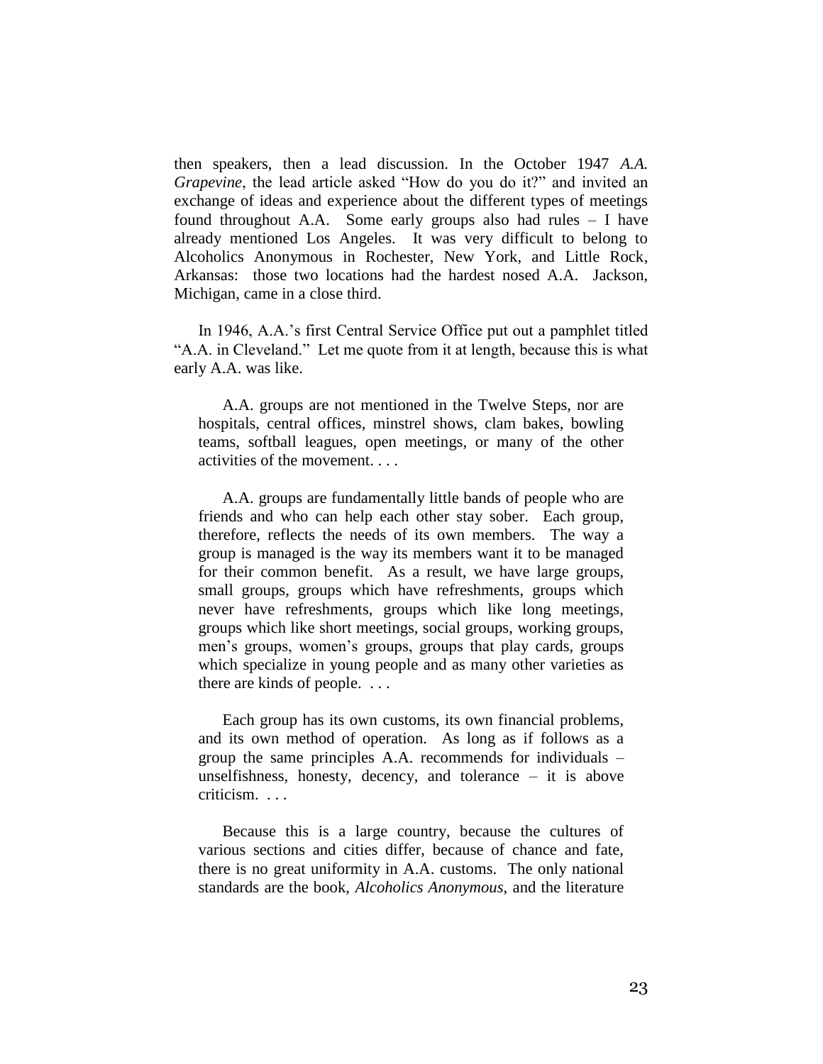then speakers, then a lead discussion. In the October 1947 *A.A. Grapevine*, the lead article asked "How do you do it?" and invited an exchange of ideas and experience about the different types of meetings found throughout A.A. Some early groups also had rules – I have already mentioned Los Angeles. It was very difficult to belong to Alcoholics Anonymous in Rochester, New York, and Little Rock, Arkansas: those two locations had the hardest nosed A.A. Jackson, Michigan, came in a close third.

In 1946, A.A.'s first Central Service Office put out a pamphlet titled "A.A. in Cleveland." Let me quote from it at length, because this is what early A.A. was like.

> A.A. groups are not mentioned in the Twelve Steps, nor are hospitals, central offices, minstrel shows, clam bakes, bowling teams, softball leagues, open meetings, or many of the other activities of the movement. . . .
>
> A.A. groups are fundamentally little bands of people who are friends and who can help each other stay sober. Each group, therefore, reflects the needs of its own members. The way a group is managed is the way its members want it to be managed for their common benefit. As a result, we have large groups, small groups, groups which have refreshments, groups which never have refreshments, groups which like long meetings, groups which like short meetings, social groups, working groups, men's groups, women's groups, groups that play cards, groups which specialize in young people and as many other varieties as there are kinds of people. . . .
>
> Each group has its own customs, its own financial problems, and its own method of operation. As long as if follows as a group the same principles A.A. recommends for individuals – unselfishness, honesty, decency, and tolerance – it is above criticism. . . .
>
> Because this is a large country, because the cultures of various sections and cities differ, because of chance and fate, there is no great uniformity in A.A. customs. The only national standards are the book, *Alcoholics Anonymous*, and the literature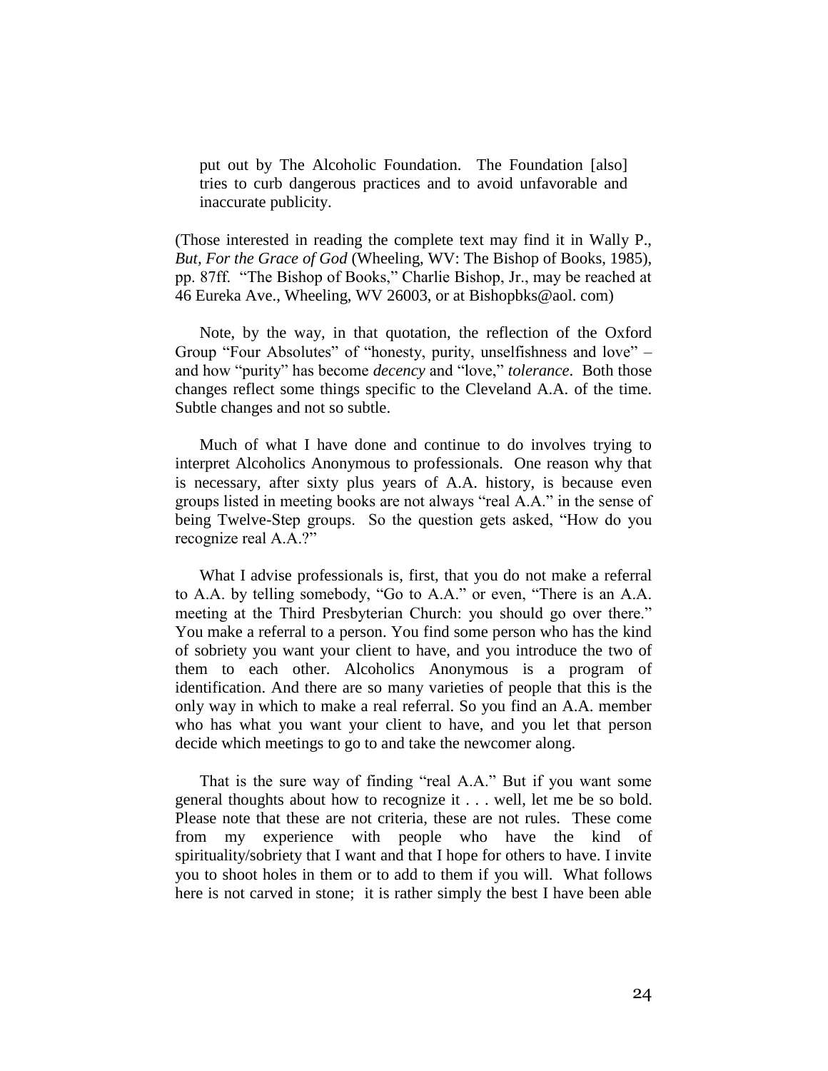> put out by The Alcoholic Foundation. The Foundation [also] tries to curb dangerous practices and to avoid unfavorable and inaccurate publicity.

(Those interested in reading the complete text may find it in Wally P., *But, For the Grace of God* (Wheeling, WV: The Bishop of Books, 1985), pp. 87ff. "The Bishop of Books," Charlie Bishop, Jr., may be reached at 46 Eureka Ave., Wheeling, WV 26003, or at Bishopbks@aol. com)

Note, by the way, in that quotation, the reflection of the Oxford Group "Four Absolutes" of "honesty, purity, unselfishness and love" – and how "purity" has become *decency* and "love," *tolerance*. Both those changes reflect some things specific to the Cleveland A.A. of the time. Subtle changes and not so subtle.

Much of what I have done and continue to do involves trying to interpret Alcoholics Anonymous to professionals. One reason why that is necessary, after sixty plus years of A.A. history, is because even groups listed in meeting books are not always "real A.A." in the sense of being Twelve-Step groups. So the question gets asked, "How do you recognize real A.A.?"

What I advise professionals is, first, that you do not make a referral to A.A. by telling somebody, "Go to A.A." or even, "There is an A.A. meeting at the Third Presbyterian Church: you should go over there." You make a referral to a person. You find some person who has the kind of sobriety you want your client to have, and you introduce the two of them to each other. Alcoholics Anonymous is a program of identification. And there are so many varieties of people that this is the only way in which to make a real referral. So you find an A.A. member who has what you want your client to have, and you let that person decide which meetings to go to and take the newcomer along.

That is the sure way of finding "real A.A." But if you want some general thoughts about how to recognize it . . . well, let me be so bold. Please note that these are not criteria, these are not rules. These come from my experience with people who have the kind of spirituality/sobriety that I want and that I hope for others to have. I invite you to shoot holes in them or to add to them if you will. What follows here is not carved in stone; it is rather simply the best I have been able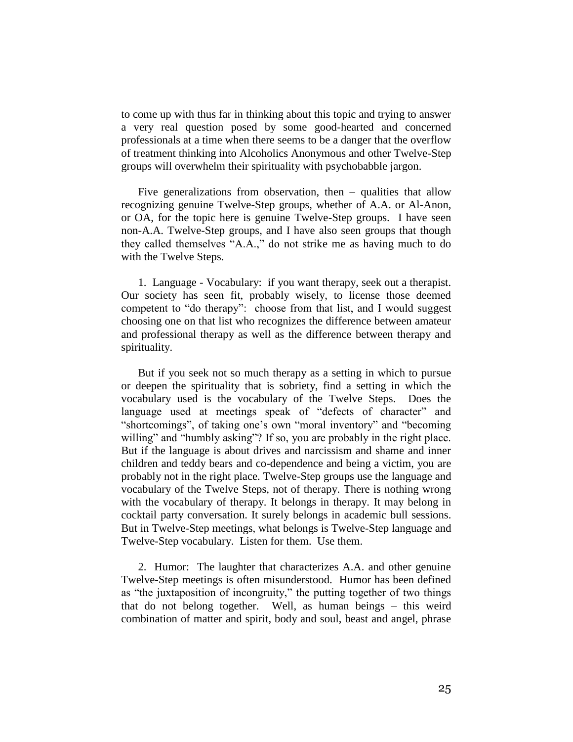to come up with thus far in thinking about this topic and trying to answer a very real question posed by some good-hearted and concerned professionals at a time when there seems to be a danger that the overflow of treatment thinking into Alcoholics Anonymous and other Twelve-Step groups will overwhelm their spirituality with psychobabble jargon.

Five generalizations from observation, then – qualities that allow recognizing genuine Twelve-Step groups, whether of A.A. or Al-Anon, or OA, for the topic here is genuine Twelve-Step groups. I have seen non-A.A. Twelve-Step groups, and I have also seen groups that though they called themselves "A.A.," do not strike me as having much to do with the Twelve Steps.

1. Language - Vocabulary: if you want therapy, seek out a therapist. Our society has seen fit, probably wisely, to license those deemed competent to "do therapy": choose from that list, and I would suggest choosing one on that list who recognizes the difference between amateur and professional therapy as well as the difference between therapy and spirituality.

But if you seek not so much therapy as a setting in which to pursue or deepen the spirituality that is sobriety, find a setting in which the vocabulary used is the vocabulary of the Twelve Steps. Does the language used at meetings speak of "defects of character" and "shortcomings", of taking one's own "moral inventory" and "becoming willing" and "humbly asking"? If so, you are probably in the right place. But if the language is about drives and narcissism and shame and inner children and teddy bears and co-dependence and being a victim, you are probably not in the right place. Twelve-Step groups use the language and vocabulary of the Twelve Steps, not of therapy. There is nothing wrong with the vocabulary of therapy. It belongs in therapy. It may belong in cocktail party conversation. It surely belongs in academic bull sessions. But in Twelve-Step meetings, what belongs is Twelve-Step language and Twelve-Step vocabulary. Listen for them. Use them.

2. Humor: The laughter that characterizes A.A. and other genuine Twelve-Step meetings is often misunderstood. Humor has been defined as "the juxtaposition of incongruity," the putting together of two things that do not belong together. Well, as human beings – this weird combination of matter and spirit, body and soul, beast and angel, phrase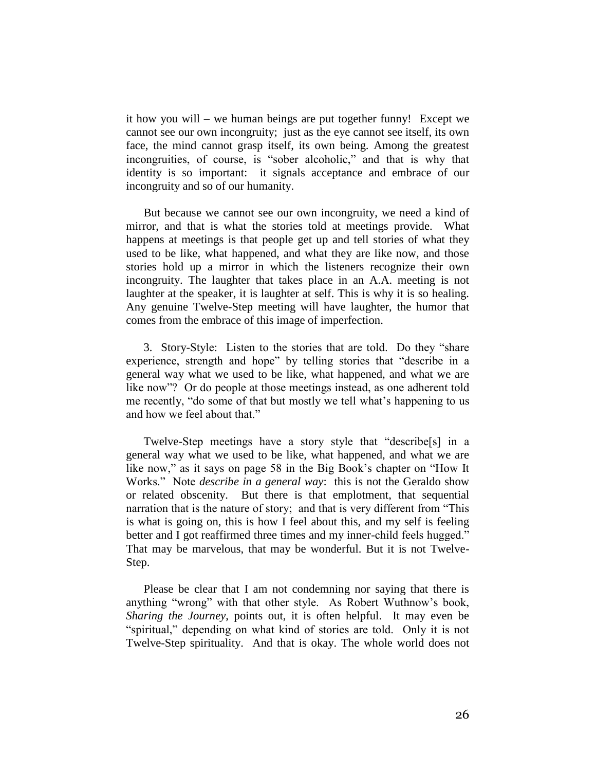it how you will – we human beings are put together funny! Except we cannot see our own incongruity; just as the eye cannot see itself, its own face, the mind cannot grasp itself, its own being. Among the greatest incongruities, of course, is "sober alcoholic," and that is why that identity is so important: it signals acceptance and embrace of our incongruity and so of our humanity.

But because we cannot see our own incongruity, we need a kind of mirror, and that is what the stories told at meetings provide. What happens at meetings is that people get up and tell stories of what they used to be like, what happened, and what they are like now, and those stories hold up a mirror in which the listeners recognize their own incongruity. The laughter that takes place in an A.A. meeting is not laughter at the speaker, it is laughter at self. This is why it is so healing. Any genuine Twelve-Step meeting will have laughter, the humor that comes from the embrace of this image of imperfection.

3. Story-Style: Listen to the stories that are told. Do they "share experience, strength and hope" by telling stories that "describe in a general way what we used to be like, what happened, and what we are like now"? Or do people at those meetings instead, as one adherent told me recently, "do some of that but mostly we tell what's happening to us and how we feel about that."

Twelve-Step meetings have a story style that "describe[s] in a general way what we used to be like, what happened, and what we are like now," as it says on page 58 in the Big Book's chapter on "How It Works." Note *describe in a general way*: this is not the Geraldo show or related obscenity. But there is that emplotment, that sequential narration that is the nature of story; and that is very different from "This is what is going on, this is how I feel about this, and my self is feeling better and I got reaffirmed three times and my inner-child feels hugged." That may be marvelous, that may be wonderful. But it is not Twelve-Step.

Please be clear that I am not condemning nor saying that there is anything "wrong" with that other style. As Robert Wuthnow's book, *Sharing the Journey*, points out, it is often helpful. It may even be "spiritual," depending on what kind of stories are told. Only it is not Twelve-Step spirituality. And that is okay. The whole world does not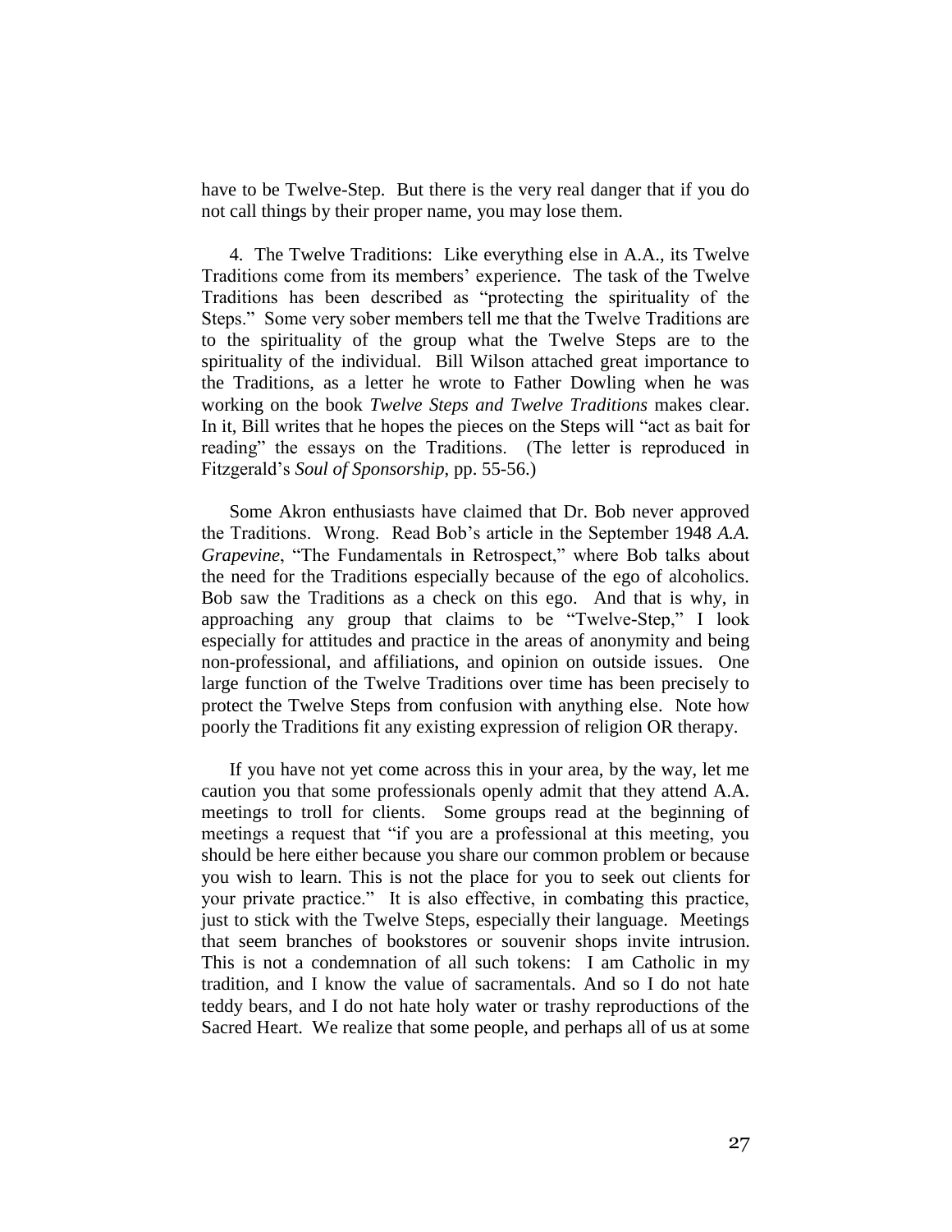have to be Twelve-Step. But there is the very real danger that if you do not call things by their proper name, you may lose them.

4. The Twelve Traditions: Like everything else in A.A., its Twelve Traditions come from its members' experience. The task of the Twelve Traditions has been described as "protecting the spirituality of the Steps." Some very sober members tell me that the Twelve Traditions are to the spirituality of the group what the Twelve Steps are to the spirituality of the individual. Bill Wilson attached great importance to the Traditions, as a letter he wrote to Father Dowling when he was working on the book *Twelve Steps and Twelve Traditions* makes clear. In it, Bill writes that he hopes the pieces on the Steps will "act as bait for reading" the essays on the Traditions. (The letter is reproduced in Fitzgerald's *Soul of Sponsorship*, pp. 55-56.)

Some Akron enthusiasts have claimed that Dr. Bob never approved the Traditions. Wrong. Read Bob's article in the September 1948 *A.A. Grapevine*, "The Fundamentals in Retrospect," where Bob talks about the need for the Traditions especially because of the ego of alcoholics. Bob saw the Traditions as a check on this ego. And that is why, in approaching any group that claims to be "Twelve-Step," I look especially for attitudes and practice in the areas of anonymity and being non-professional, and affiliations, and opinion on outside issues. One large function of the Twelve Traditions over time has been precisely to protect the Twelve Steps from confusion with anything else. Note how poorly the Traditions fit any existing expression of religion OR therapy.

If you have not yet come across this in your area, by the way, let me caution you that some professionals openly admit that they attend A.A. meetings to troll for clients. Some groups read at the beginning of meetings a request that "if you are a professional at this meeting, you should be here either because you share our common problem or because you wish to learn. This is not the place for you to seek out clients for your private practice." It is also effective, in combating this practice, just to stick with the Twelve Steps, especially their language. Meetings that seem branches of bookstores or souvenir shops invite intrusion. This is not a condemnation of all such tokens: I am Catholic in my tradition, and I know the value of sacramentals. And so I do not hate teddy bears, and I do not hate holy water or trashy reproductions of the Sacred Heart. We realize that some people, and perhaps all of us at some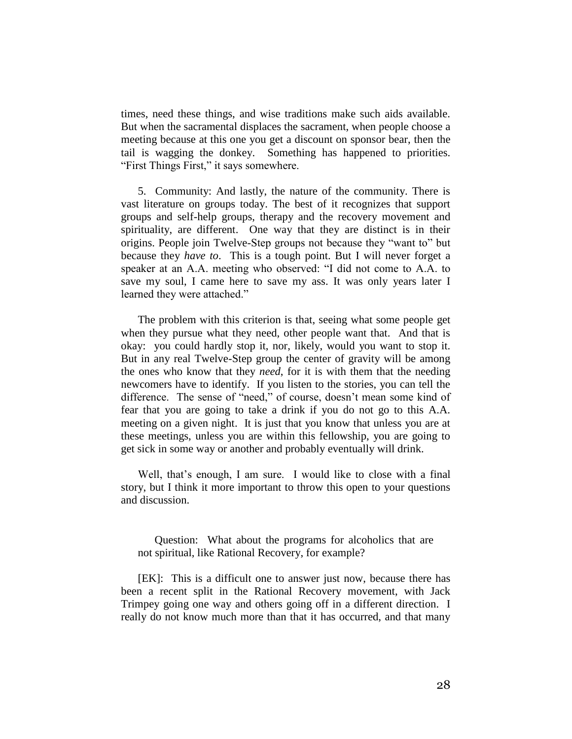times, need these things, and wise traditions make such aids available. But when the sacramental displaces the sacrament, when people choose a meeting because at this one you get a discount on sponsor bear, then the tail is wagging the donkey. Something has happened to priorities. "First Things First," it says somewhere.

5. Community: And lastly, the nature of the community. There is vast literature on groups today. The best of it recognizes that support groups and self-help groups, therapy and the recovery movement and spirituality, are different. One way that they are distinct is in their origins. People join Twelve-Step groups not because they "want to" but because they *have to*. This is a tough point. But I will never forget a speaker at an A.A. meeting who observed: "I did not come to A.A. to save my soul, I came here to save my ass. It was only years later I learned they were attached."

The problem with this criterion is that, seeing what some people get when they pursue what they need, other people want that. And that is okay: you could hardly stop it, nor, likely, would you want to stop it. But in any real Twelve-Step group the center of gravity will be among the ones who know that they *need*, for it is with them that the needing newcomers have to identify. If you listen to the stories, you can tell the difference. The sense of "need," of course, doesn't mean some kind of fear that you are going to take a drink if you do not go to this A.A. meeting on a given night. It is just that you know that unless you are at these meetings, unless you are within this fellowship, you are going to get sick in some way or another and probably eventually will drink.

Well, that's enough, I am sure. I would like to close with a final story, but I think it more important to throw this open to your questions and discussion.

Question: What about the programs for alcoholics that are not spiritual, like Rational Recovery, for example?

[EK]: This is a difficult one to answer just now, because there has been a recent split in the Rational Recovery movement, with Jack Trimpey going one way and others going off in a different direction. I really do not know much more than that it has occurred, and that many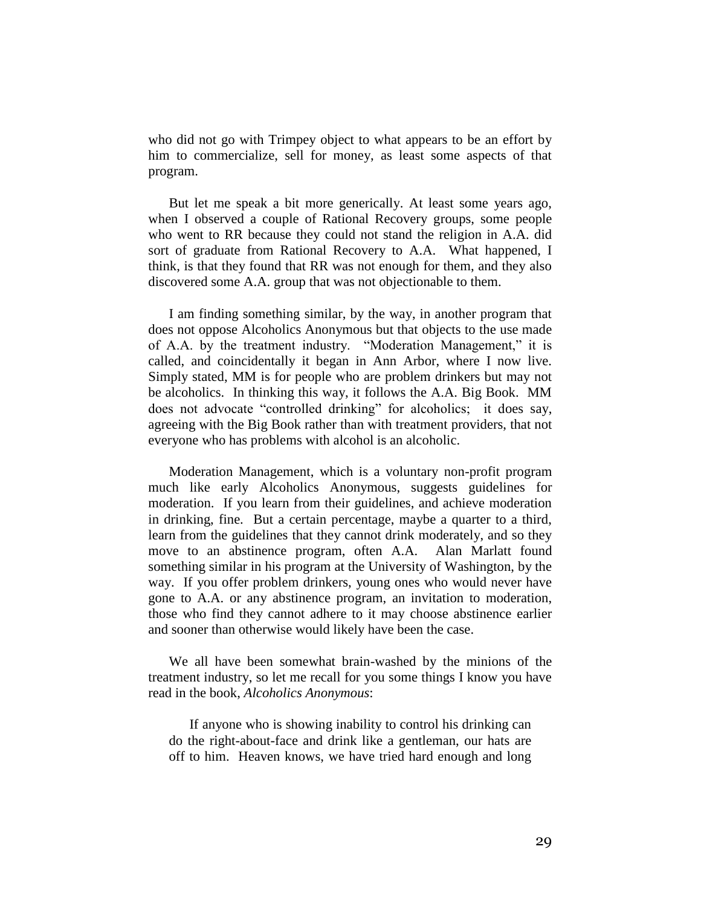who did not go with Trimpey object to what appears to be an effort by him to commercialize, sell for money, as least some aspects of that program.

But let me speak a bit more generically. At least some years ago, when I observed a couple of Rational Recovery groups, some people who went to RR because they could not stand the religion in A.A. did sort of graduate from Rational Recovery to A.A. What happened, I think, is that they found that RR was not enough for them, and they also discovered some A.A. group that was not objectionable to them.

I am finding something similar, by the way, in another program that does not oppose Alcoholics Anonymous but that objects to the use made of A.A. by the treatment industry. "Moderation Management," it is called, and coincidentally it began in Ann Arbor, where I now live. Simply stated, MM is for people who are problem drinkers but may not be alcoholics. In thinking this way, it follows the A.A. Big Book. MM does not advocate "controlled drinking" for alcoholics; it does say, agreeing with the Big Book rather than with treatment providers, that not everyone who has problems with alcohol is an alcoholic.

Moderation Management, which is a voluntary non-profit program much like early Alcoholics Anonymous, suggests guidelines for moderation. If you learn from their guidelines, and achieve moderation in drinking, fine. But a certain percentage, maybe a quarter to a third, learn from the guidelines that they cannot drink moderately, and so they move to an abstinence program, often A.A. Alan Marlatt found something similar in his program at the University of Washington, by the way. If you offer problem drinkers, young ones who would never have gone to A.A. or any abstinence program, an invitation to moderation, those who find they cannot adhere to it may choose abstinence earlier and sooner than otherwise would likely have been the case.

We all have been somewhat brain-washed by the minions of the treatment industry, so let me recall for you some things I know you have read in the book, *Alcoholics Anonymous*:

> If anyone who is showing inability to control his drinking can do the right-about-face and drink like a gentleman, our hats are off to him. Heaven knows, we have tried hard enough and long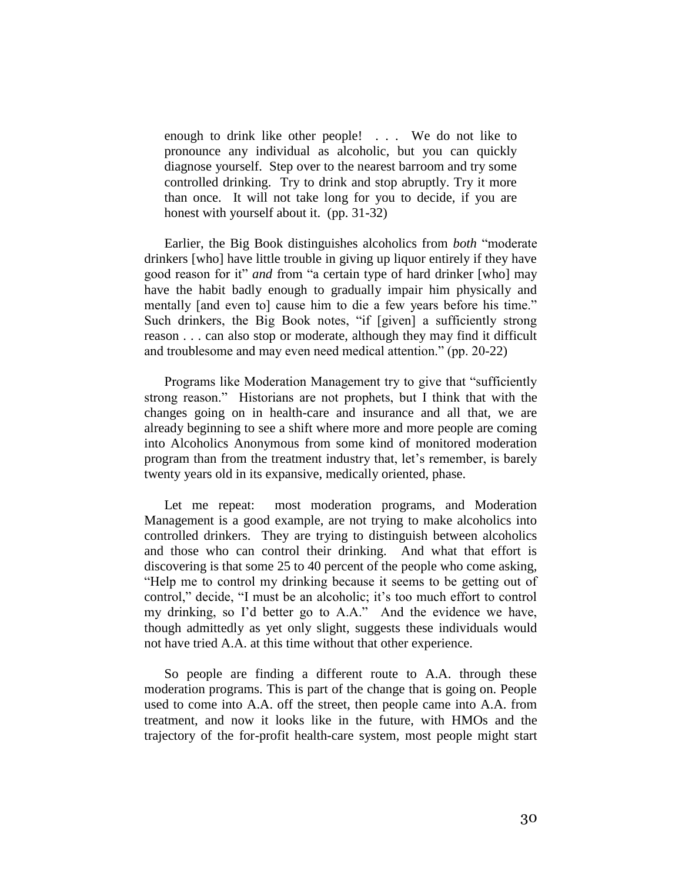> enough to drink like other people! . . . We do not like to pronounce any individual as alcoholic, but you can quickly diagnose yourself. Step over to the nearest barroom and try some controlled drinking. Try to drink and stop abruptly. Try it more than once. It will not take long for you to decide, if you are honest with yourself about it. (pp. 31-32)

Earlier, the Big Book distinguishes alcoholics from *both* "moderate drinkers [who] have little trouble in giving up liquor entirely if they have good reason for it" *and* from "a certain type of hard drinker [who] may have the habit badly enough to gradually impair him physically and mentally [and even to] cause him to die a few years before his time." Such drinkers, the Big Book notes, "if [given] a sufficiently strong reason . . . can also stop or moderate, although they may find it difficult and troublesome and may even need medical attention." (pp. 20-22)

Programs like Moderation Management try to give that "sufficiently strong reason." Historians are not prophets, but I think that with the changes going on in health-care and insurance and all that, we are already beginning to see a shift where more and more people are coming into Alcoholics Anonymous from some kind of monitored moderation program than from the treatment industry that, let's remember, is barely twenty years old in its expansive, medically oriented, phase.

Let me repeat: most moderation programs, and Moderation Management is a good example, are not trying to make alcoholics into controlled drinkers. They are trying to distinguish between alcoholics and those who can control their drinking. And what that effort is discovering is that some 25 to 40 percent of the people who come asking, "Help me to control my drinking because it seems to be getting out of control," decide, "I must be an alcoholic; it's too much effort to control my drinking, so I'd better go to A.A." And the evidence we have, though admittedly as yet only slight, suggests these individuals would not have tried A.A. at this time without that other experience.

So people are finding a different route to A.A. through these moderation programs. This is part of the change that is going on. People used to come into A.A. off the street, then people came into A.A. from treatment, and now it looks like in the future, with HMOs and the trajectory of the for-profit health-care system, most people might start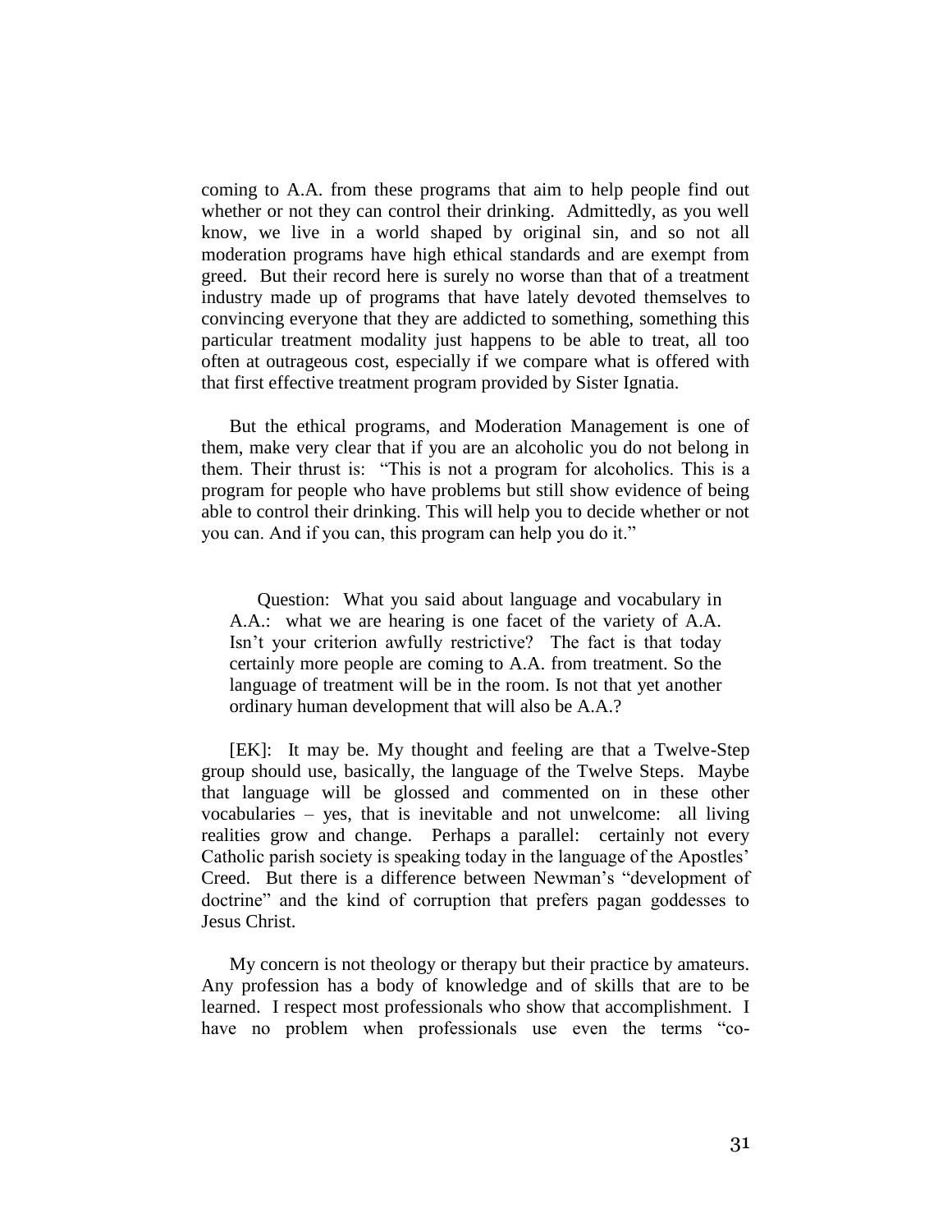coming to A.A. from these programs that aim to help people find out whether or not they can control their drinking. Admittedly, as you well know, we live in a world shaped by original sin, and so not all moderation programs have high ethical standards and are exempt from greed. But their record here is surely no worse than that of a treatment industry made up of programs that have lately devoted themselves to convincing everyone that they are addicted to something, something this particular treatment modality just happens to be able to treat, all too often at outrageous cost, especially if we compare what is offered with that first effective treatment program provided by Sister Ignatia.

But the ethical programs, and Moderation Management is one of them, make very clear that if you are an alcoholic you do not belong in them. Their thrust is: "This is not a program for alcoholics. This is a program for people who have problems but still show evidence of being able to control their drinking. This will help you to decide whether or not you can. And if you can, this program can help you do it."

> Question: What you said about language and vocabulary in A.A.: what we are hearing is one facet of the variety of A.A. Isn't your criterion awfully restrictive? The fact is that today certainly more people are coming to A.A. from treatment. So the language of treatment will be in the room. Is not that yet another ordinary human development that will also be A.A.?

[EK]: It may be. My thought and feeling are that a Twelve-Step group should use, basically, the language of the Twelve Steps. Maybe that language will be glossed and commented on in these other vocabularies – yes, that is inevitable and not unwelcome: all living realities grow and change. Perhaps a parallel: certainly not every Catholic parish society is speaking today in the language of the Apostles' Creed. But there is a difference between Newman's "development of doctrine" and the kind of corruption that prefers pagan goddesses to Jesus Christ.

My concern is not theology or therapy but their practice by amateurs. Any profession has a body of knowledge and of skills that are to be learned. I respect most professionals who show that accomplishment. I have no problem when professionals use even the terms "co-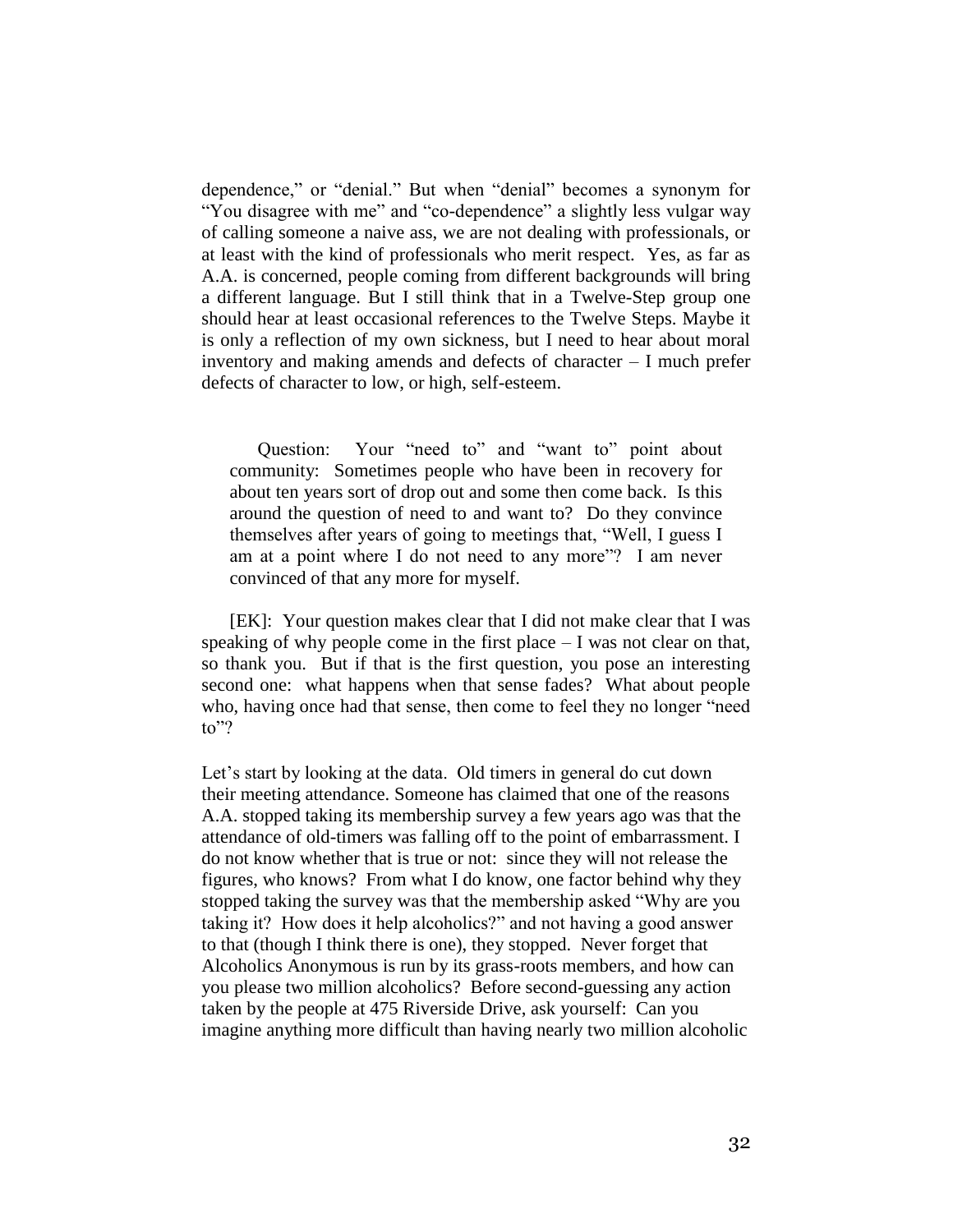dependence," or "denial." But when "denial" becomes a synonym for "You disagree with me" and "co-dependence" a slightly less vulgar way of calling someone a naive ass, we are not dealing with professionals, or at least with the kind of professionals who merit respect. Yes, as far as A.A. is concerned, people coming from different backgrounds will bring a different language. But I still think that in a Twelve-Step group one should hear at least occasional references to the Twelve Steps. Maybe it is only a reflection of my own sickness, but I need to hear about moral inventory and making amends and defects of character – I much prefer defects of character to low, or high, self-esteem.

> Question: Your "need to" and "want to" point about community: Sometimes people who have been in recovery for about ten years sort of drop out and some then come back. Is this around the question of need to and want to? Do they convince themselves after years of going to meetings that, "Well, I guess I am at a point where I do not need to any more"? I am never convinced of that any more for myself.

[EK]: Your question makes clear that I did not make clear that I was speaking of why people come in the first place – I was not clear on that, so thank you. But if that is the first question, you pose an interesting second one: what happens when that sense fades? What about people who, having once had that sense, then come to feel they no longer "need to"?

Let's start by looking at the data. Old timers in general do cut down their meeting attendance. Someone has claimed that one of the reasons A.A. stopped taking its membership survey a few years ago was that the attendance of old-timers was falling off to the point of embarrassment. I do not know whether that is true or not: since they will not release the figures, who knows? From what I do know, one factor behind why they stopped taking the survey was that the membership asked "Why are you taking it? How does it help alcoholics?" and not having a good answer to that (though I think there is one), they stopped. Never forget that Alcoholics Anonymous is run by its grass-roots members, and how can you please two million alcoholics? Before second-guessing any action taken by the people at 475 Riverside Drive, ask yourself: Can you imagine anything more difficult than having nearly two million alcoholic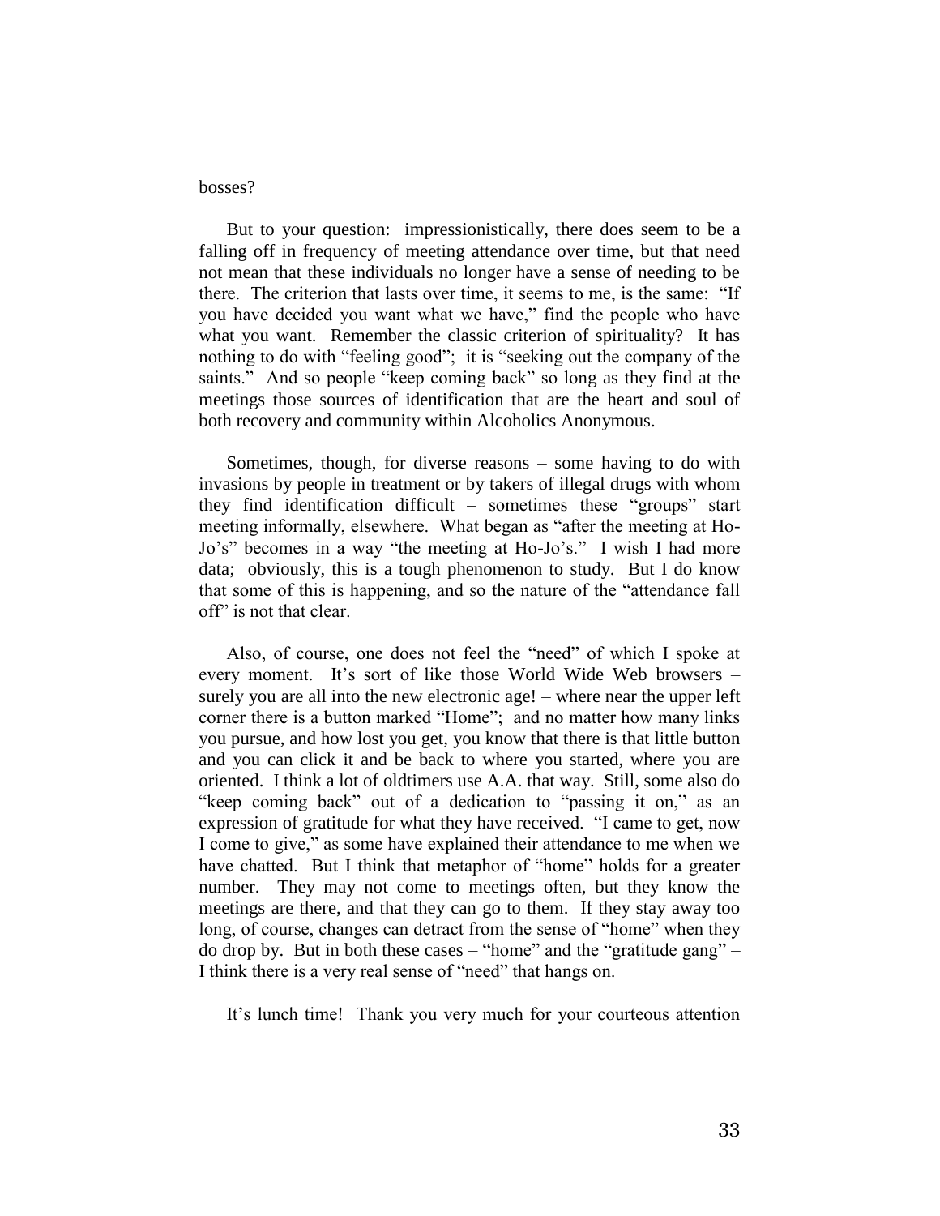bosses?

But to your question: impressionistically, there does seem to be a falling off in frequency of meeting attendance over time, but that need not mean that these individuals no longer have a sense of needing to be there. The criterion that lasts over time, it seems to me, is the same: "If you have decided you want what we have," find the people who have what you want. Remember the classic criterion of spirituality? It has nothing to do with "feeling good"; it is "seeking out the company of the saints." And so people "keep coming back" so long as they find at the meetings those sources of identification that are the heart and soul of both recovery and community within Alcoholics Anonymous.

Sometimes, though, for diverse reasons – some having to do with invasions by people in treatment or by takers of illegal drugs with whom they find identification difficult – sometimes these "groups" start meeting informally, elsewhere. What began as "after the meeting at Ho-Jo's" becomes in a way "the meeting at Ho-Jo's." I wish I had more data; obviously, this is a tough phenomenon to study. But I do know that some of this is happening, and so the nature of the "attendance fall off" is not that clear.

Also, of course, one does not feel the "need" of which I spoke at every moment. It's sort of like those World Wide Web browsers – surely you are all into the new electronic age! – where near the upper left corner there is a button marked "Home"; and no matter how many links you pursue, and how lost you get, you know that there is that little button and you can click it and be back to where you started, where you are oriented. I think a lot of oldtimers use A.A. that way. Still, some also do "keep coming back" out of a dedication to "passing it on," as an expression of gratitude for what they have received. "I came to get, now I come to give," as some have explained their attendance to me when we have chatted. But I think that metaphor of "home" holds for a greater number. They may not come to meetings often, but they know the meetings are there, and that they can go to them. If they stay away too long, of course, changes can detract from the sense of "home" when they do drop by. But in both these cases – "home" and the "gratitude gang" – I think there is a very real sense of "need" that hangs on.

It's lunch time! Thank you very much for your courteous attention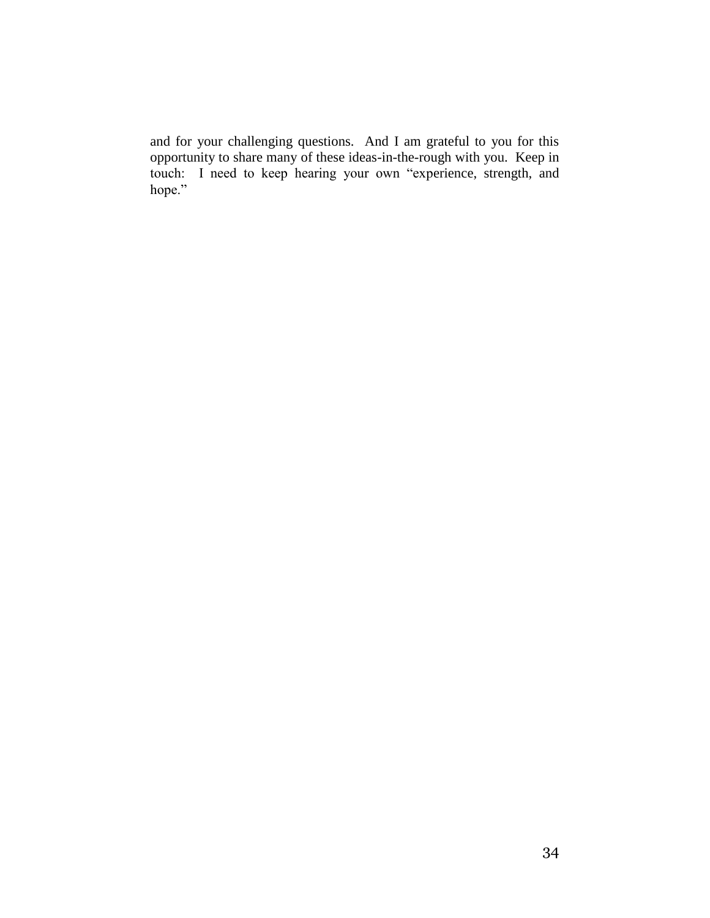and for your challenging questions.  And I am grateful to you for this opportunity to share many of these ideas-in-the-rough with you.  Keep in touch:  I need to keep hearing your own "experience, strength, and hope."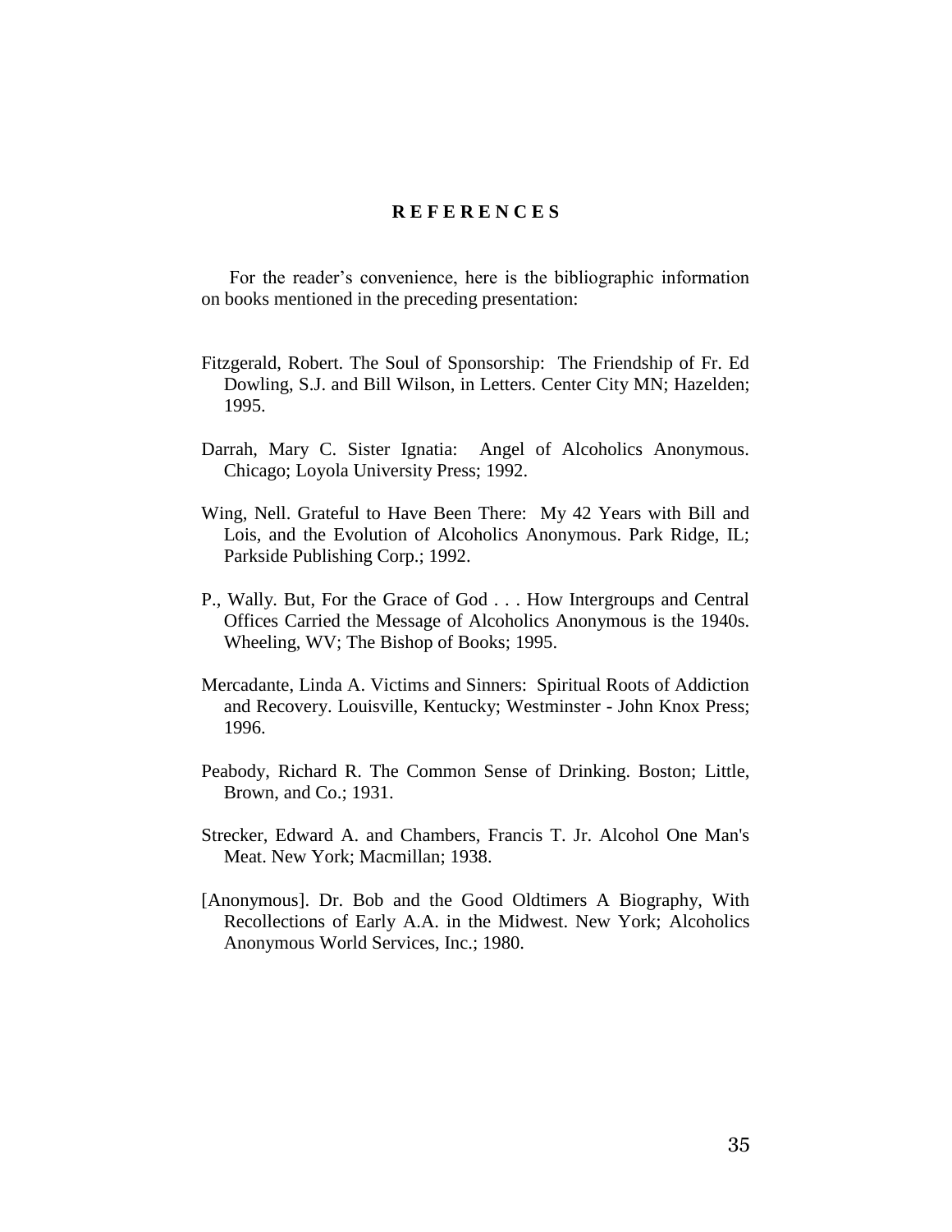# R E F E R E N C E S

For the reader's convenience, here is the bibliographic information on books mentioned in the preceding presentation:

Fitzgerald, Robert. The Soul of Sponsorship: The Friendship of Fr. Ed Dowling, S.J. and Bill Wilson, in Letters. Center City MN; Hazelden; 1995.

Darrah, Mary C. Sister Ignatia: Angel of Alcoholics Anonymous. Chicago; Loyola University Press; 1992.

Wing, Nell. Grateful to Have Been There: My 42 Years with Bill and Lois, and the Evolution of Alcoholics Anonymous. Park Ridge, IL; Parkside Publishing Corp.; 1992.

P., Wally. But, For the Grace of God . . . How Intergroups and Central Offices Carried the Message of Alcoholics Anonymous is the 1940s. Wheeling, WV; The Bishop of Books; 1995.

Mercadante, Linda A. Victims and Sinners: Spiritual Roots of Addiction and Recovery. Louisville, Kentucky; Westminster - John Knox Press; 1996.

Peabody, Richard R. The Common Sense of Drinking. Boston; Little, Brown, and Co.; 1931.

Strecker, Edward A. and Chambers, Francis T. Jr. Alcohol One Man's Meat. New York; Macmillan; 1938.

[Anonymous]. Dr. Bob and the Good Oldtimers A Biography, With Recollections of Early A.A. in the Midwest. New York; Alcoholics Anonymous World Services, Inc.; 1980.